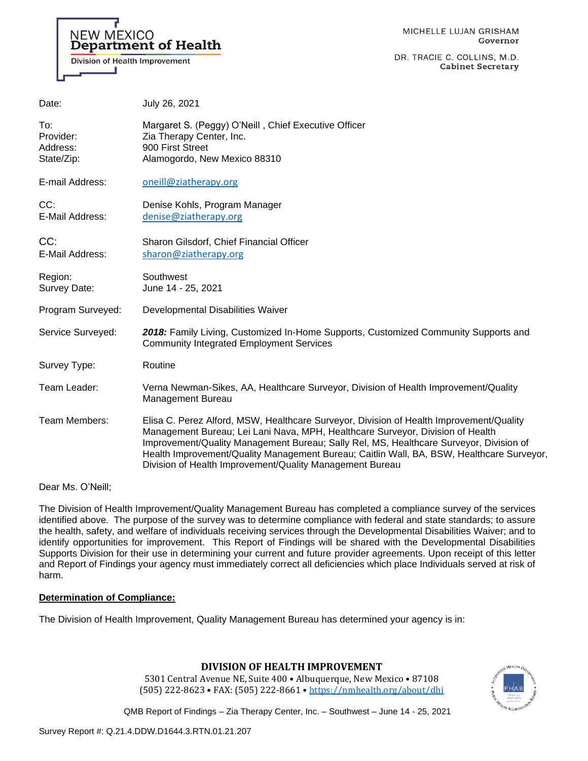NEW MEXICO
**Department of Health**
Division of Health Improvement

MICHELLE LUJAN GRISHAM
**Governor**

DR. TRACIE C. COLLINS, M.D.
**Cabinet Secretary**

| | |
|---|---|
| Date: | July 26, 2021 |
| To: | Margaret S. (Peggy) O'Neill , Chief Executive Officer |
| Provider: | Zia Therapy Center, Inc. |
| Address: | 900 First Street |
| State/Zip: | Alamogordo, New Mexico 88310 |
| E-mail Address: | oneill@ziatherapy.org |
| CC: | Denise Kohls, Program Manager |
| E-Mail Address: | denise@ziatherapy.org |
| CC: | Sharon Gilsdorf, Chief Financial Officer |
| E-Mail Address: | sharon@ziatherapy.org |
| Region: | Southwest |
| Survey Date: | June 14 - 25, 2021 |
| Program Surveyed: | Developmental Disabilities Waiver |
| Service Surveyed: | ***2018:*** Family Living, Customized In-Home Supports, Customized Community Supports and Community Integrated Employment Services |
| Survey Type: | Routine |
| Team Leader: | Verna Newman-Sikes, AA, Healthcare Surveyor, Division of Health Improvement/Quality Management Bureau |
| Team Members: | Elisa C. Perez Alford, MSW, Healthcare Surveyor, Division of Health Improvement/Quality Management Bureau; Lei Lani Nava, MPH, Healthcare Surveyor, Division of Health Improvement/Quality Management Bureau; Sally Rel, MS, Healthcare Surveyor, Division of Health Improvement/Quality Management Bureau; Caitlin Wall, BA, BSW, Healthcare Surveyor, Division of Health Improvement/Quality Management Bureau |

Dear Ms. O'Neill;

The Division of Health Improvement/Quality Management Bureau has completed a compliance survey of the services identified above. The purpose of the survey was to determine compliance with federal and state standards; to assure the health, safety, and welfare of individuals receiving services through the Developmental Disabilities Waiver; and to identify opportunities for improvement. This Report of Findings will be shared with the Developmental Disabilities Supports Division for their use in determining your current and future provider agreements. Upon receipt of this letter and Report of Findings your agency must immediately correct all deficiencies which place Individuals served at risk of harm.

**Determination of Compliance:**

The Division of Health Improvement, Quality Management Bureau has determined your agency is in:

**DIVISION OF HEALTH IMPROVEMENT**
5301 Central Avenue NE, Suite 400 • Albuquerque, New Mexico • 87108
(505) 222-8623 • FAX: (505) 222-8661 • https://nmhealth.org/about/dhi

QMB Report of Findings – Zia Therapy Center, Inc. – Southwest – June 14 - 25, 2021

Survey Report #: Q.21.4.DDW.D1644.3.RTN.01.21.207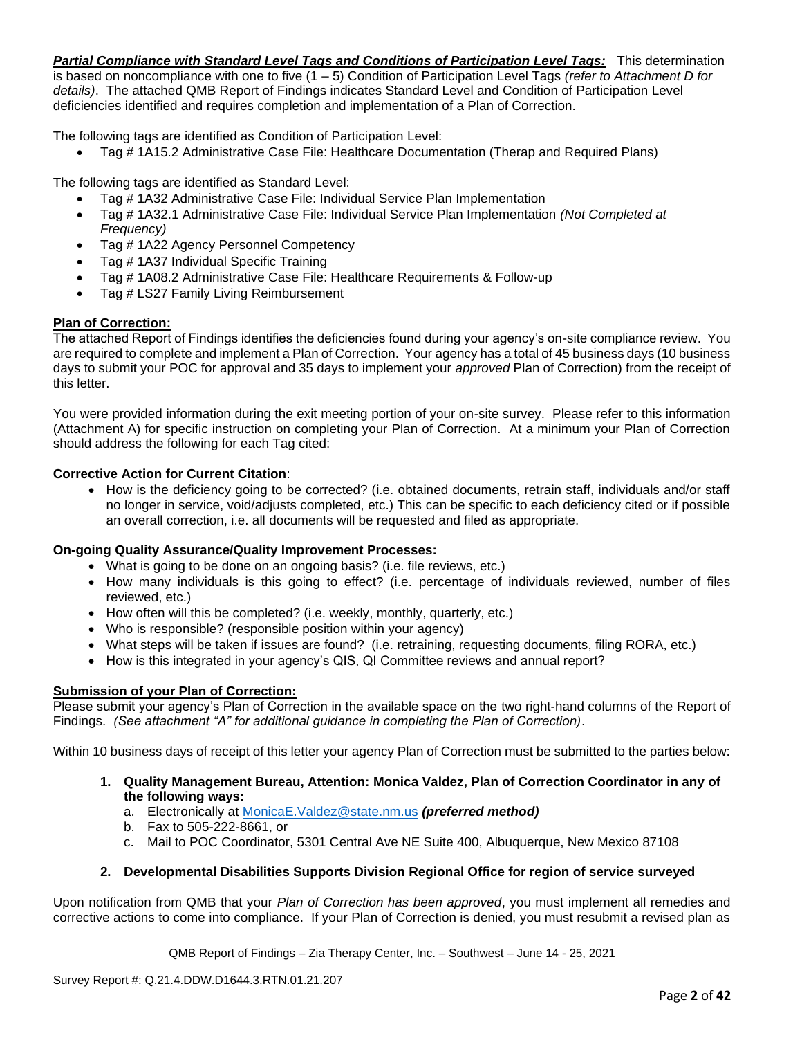***Partial Compliance with Standard Level Tags and Conditions of Participation Level Tags:*** This determination is based on noncompliance with one to five (1 – 5) Condition of Participation Level Tags *(refer to Attachment D for details)*. The attached QMB Report of Findings indicates Standard Level and Condition of Participation Level deficiencies identified and requires completion and implementation of a Plan of Correction.

The following tags are identified as Condition of Participation Level:

- Tag # 1A15.2 Administrative Case File: Healthcare Documentation (Therap and Required Plans)

The following tags are identified as Standard Level:

- Tag # 1A32 Administrative Case File: Individual Service Plan Implementation
- Tag # 1A32.1 Administrative Case File: Individual Service Plan Implementation *(Not Completed at Frequency)*
- Tag # 1A22 Agency Personnel Competency
- Tag # 1A37 Individual Specific Training
- Tag # 1A08.2 Administrative Case File: Healthcare Requirements & Follow-up
- Tag # LS27 Family Living Reimbursement

**Plan of Correction:**

The attached Report of Findings identifies the deficiencies found during your agency's on-site compliance review. You are required to complete and implement a Plan of Correction. Your agency has a total of 45 business days (10 business days to submit your POC for approval and 35 days to implement your *approved* Plan of Correction) from the receipt of this letter.

You were provided information during the exit meeting portion of your on-site survey. Please refer to this information (Attachment A) for specific instruction on completing your Plan of Correction. At a minimum your Plan of Correction should address the following for each Tag cited:

**Corrective Action for Current Citation**:

- How is the deficiency going to be corrected? (i.e. obtained documents, retrain staff, individuals and/or staff no longer in service, void/adjusts completed, etc.) This can be specific to each deficiency cited or if possible an overall correction, i.e. all documents will be requested and filed as appropriate.

**On-going Quality Assurance/Quality Improvement Processes:**

- What is going to be done on an ongoing basis? (i.e. file reviews, etc.)
- How many individuals is this going to effect? (i.e. percentage of individuals reviewed, number of files reviewed, etc.)
- How often will this be completed? (i.e. weekly, monthly, quarterly, etc.)
- Who is responsible? (responsible position within your agency)
- What steps will be taken if issues are found? (i.e. retraining, requesting documents, filing RORA, etc.)
- How is this integrated in your agency's QIS, QI Committee reviews and annual report?

**Submission of your Plan of Correction:**

Please submit your agency's Plan of Correction in the available space on the two right-hand columns of the Report of Findings. *(See attachment "A" for additional guidance in completing the Plan of Correction)*.

Within 10 business days of receipt of this letter your agency Plan of Correction must be submitted to the parties below:

1. **Quality Management Bureau, Attention: Monica Valdez, Plan of Correction Coordinator in any of the following ways:**
   a. Electronically at MonicaE.Valdez@state.nm.us ***(preferred method)***
   b. Fax to 505-222-8661, or
   c. Mail to POC Coordinator, 5301 Central Ave NE Suite 400, Albuquerque, New Mexico 87108

2. **Developmental Disabilities Supports Division Regional Office for region of service surveyed**

Upon notification from QMB that your *Plan of Correction has been approved*, you must implement all remedies and corrective actions to come into compliance. If your Plan of Correction is denied, you must resubmit a revised plan as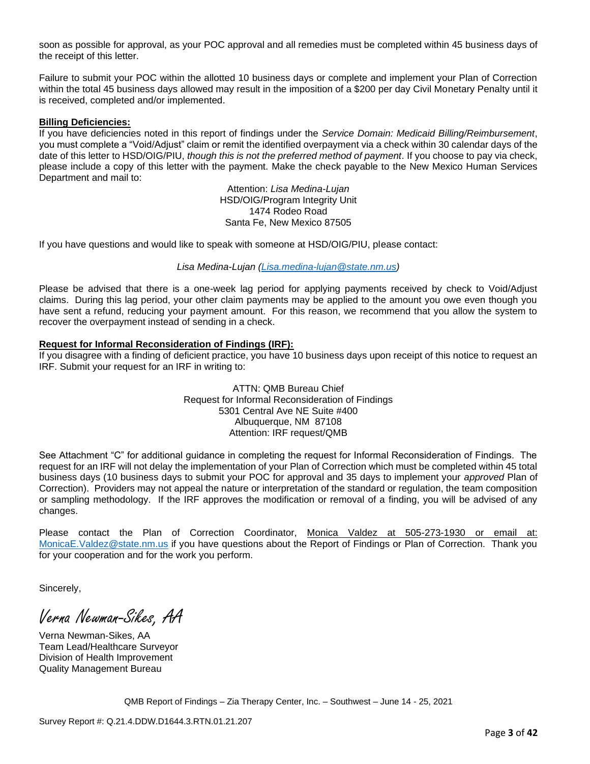soon as possible for approval, as your POC approval and all remedies must be completed within 45 business days of the receipt of this letter.

Failure to submit your POC within the allotted 10 business days or complete and implement your Plan of Correction within the total 45 business days allowed may result in the imposition of a $200 per day Civil Monetary Penalty until it is received, completed and/or implemented.

**Billing Deficiencies:**
If you have deficiencies noted in this report of findings under the *Service Domain: Medicaid Billing/Reimbursement*, you must complete a "Void/Adjust" claim or remit the identified overpayment via a check within 30 calendar days of the date of this letter to HSD/OIG/PIU, *though this is not the preferred method of payment*. If you choose to pay via check, please include a copy of this letter with the payment. Make the check payable to the New Mexico Human Services Department and mail to:

Attention: *Lisa Medina-Lujan*
HSD/OIG/Program Integrity Unit
1474 Rodeo Road
Santa Fe, New Mexico 87505

If you have questions and would like to speak with someone at HSD/OIG/PIU, please contact:

*Lisa Medina-Lujan (Lisa.medina-lujan@state.nm.us)*

Please be advised that there is a one-week lag period for applying payments received by check to Void/Adjust claims. During this lag period, your other claim payments may be applied to the amount you owe even though you have sent a refund, reducing your payment amount. For this reason, we recommend that you allow the system to recover the overpayment instead of sending in a check.

**Request for Informal Reconsideration of Findings (IRF):**
If you disagree with a finding of deficient practice, you have 10 business days upon receipt of this notice to request an IRF. Submit your request for an IRF in writing to:

ATTN: QMB Bureau Chief
Request for Informal Reconsideration of Findings
5301 Central Ave NE Suite #400
Albuquerque, NM 87108
Attention: IRF request/QMB

See Attachment "C" for additional guidance in completing the request for Informal Reconsideration of Findings. The request for an IRF will not delay the implementation of your Plan of Correction which must be completed within 45 total business days (10 business days to submit your POC for approval and 35 days to implement your *approved* Plan of Correction). Providers may not appeal the nature or interpretation of the standard or regulation, the team composition or sampling methodology. If the IRF approves the modification or removal of a finding, you will be advised of any changes.

Please contact the Plan of Correction Coordinator, Monica Valdez at 505-273-1930 or email at: MonicaE.Valdez@state.nm.us if you have questions about the Report of Findings or Plan of Correction. Thank you for your cooperation and for the work you perform.

Sincerely,

*Verna Newman-Sikes, AA*

Verna Newman-Sikes, AA
Team Lead/Healthcare Surveyor
Division of Health Improvement
Quality Management Bureau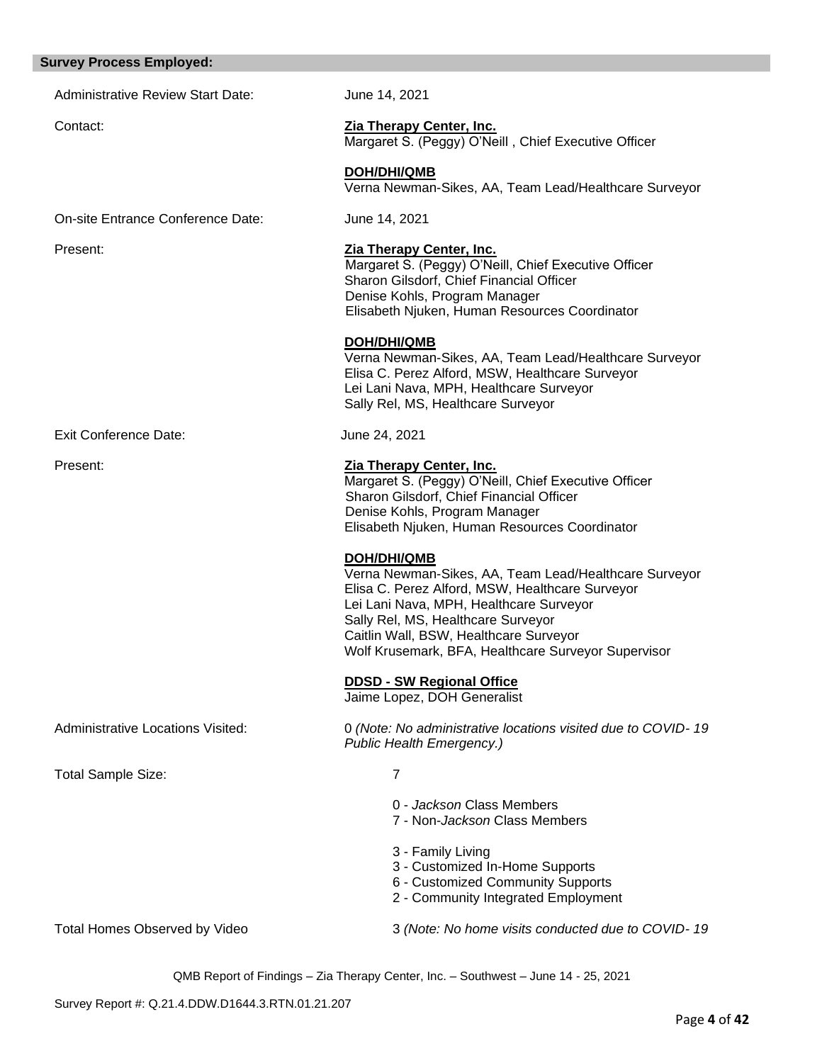**Survey Process Employed:**

Administrative Review Start Date: June 14, 2021

Contact: **Zia Therapy Center, Inc.**
Margaret S. (Peggy) O'Neill , Chief Executive Officer

**DOH/DHI/QMB**
Verna Newman-Sikes, AA, Team Lead/Healthcare Surveyor

On-site Entrance Conference Date: June 14, 2021

Present: **Zia Therapy Center, Inc.**
Margaret S. (Peggy) O'Neill, Chief Executive Officer
Sharon Gilsdorf, Chief Financial Officer
Denise Kohls, Program Manager
Elisabeth Njuken, Human Resources Coordinator

**DOH/DHI/QMB**
Verna Newman-Sikes, AA, Team Lead/Healthcare Surveyor
Elisa C. Perez Alford, MSW, Healthcare Surveyor
Lei Lani Nava, MPH, Healthcare Surveyor
Sally Rel, MS, Healthcare Surveyor

Exit Conference Date: June 24, 2021

Present: **Zia Therapy Center, Inc.**
Margaret S. (Peggy) O'Neill, Chief Executive Officer
Sharon Gilsdorf, Chief Financial Officer
Denise Kohls, Program Manager
Elisabeth Njuken, Human Resources Coordinator

**DOH/DHI/QMB**
Verna Newman-Sikes, AA, Team Lead/Healthcare Surveyor
Elisa C. Perez Alford, MSW, Healthcare Surveyor
Lei Lani Nava, MPH, Healthcare Surveyor
Sally Rel, MS, Healthcare Surveyor
Caitlin Wall, BSW, Healthcare Surveyor
Wolf Krusemark, BFA, Healthcare Surveyor Supervisor

**DDSD - SW Regional Office**
Jaime Lopez, DOH Generalist

Administrative Locations Visited: 0 *(Note: No administrative locations visited due to COVID- 19 Public Health Emergency.)*

Total Sample Size: 7

0 - *Jackson* Class Members
7 - Non-*Jackson* Class Members

3 - Family Living
3 - Customized In-Home Supports
6 - Customized Community Supports
2 - Community Integrated Employment

Total Homes Observed by Video 3 *(Note: No home visits conducted due to COVID- 19*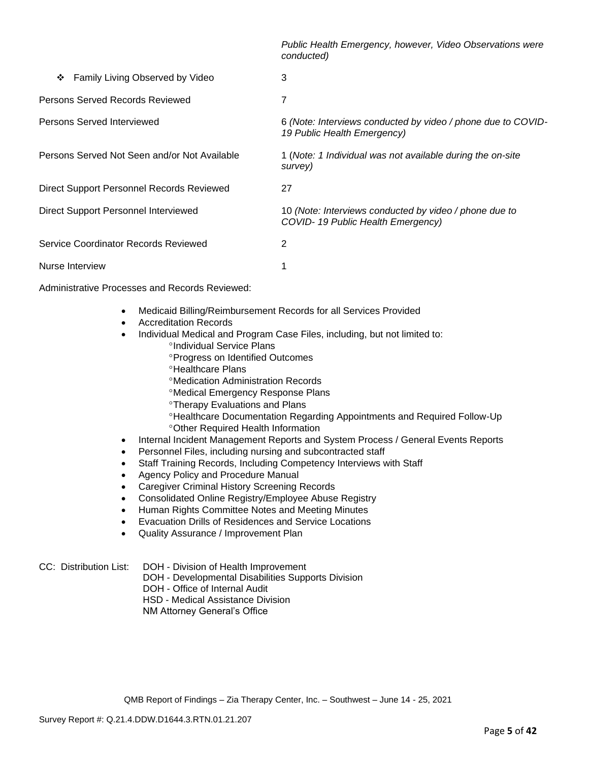| | |
|---|---|
| | *Public Health Emergency, however, Video Observations were conducted)* |
| ❖ Family Living Observed by Video | 3 |
| Persons Served Records Reviewed | 7 |
| Persons Served Interviewed | 6 *(Note: Interviews conducted by video / phone due to COVID-19 Public Health Emergency)* |
| Persons Served Not Seen and/or Not Available | 1 (*Note: 1 Individual was not available during the on-site survey)* |
| Direct Support Personnel Records Reviewed | 27 |
| Direct Support Personnel Interviewed | 10 *(Note: Interviews conducted by video / phone due to COVID- 19 Public Health Emergency)* |
| Service Coordinator Records Reviewed | 2 |
| Nurse Interview | 1 |

Administrative Processes and Records Reviewed:

- Medicaid Billing/Reimbursement Records for all Services Provided
- Accreditation Records
- Individual Medical and Program Case Files, including, but not limited to:
  - °Individual Service Plans
  - °Progress on Identified Outcomes
  - °Healthcare Plans
  - °Medication Administration Records
  - °Medical Emergency Response Plans
  - °Therapy Evaluations and Plans
  - °Healthcare Documentation Regarding Appointments and Required Follow-Up
  - °Other Required Health Information
- Internal Incident Management Reports and System Process / General Events Reports
- Personnel Files, including nursing and subcontracted staff
- Staff Training Records, Including Competency Interviews with Staff
- Agency Policy and Procedure Manual
- Caregiver Criminal History Screening Records
- Consolidated Online Registry/Employee Abuse Registry
- Human Rights Committee Notes and Meeting Minutes
- Evacuation Drills of Residences and Service Locations
- Quality Assurance / Improvement Plan

CC: Distribution List:
DOH - Division of Health Improvement
DOH - Developmental Disabilities Supports Division
DOH - Office of Internal Audit
HSD - Medical Assistance Division
NM Attorney General's Office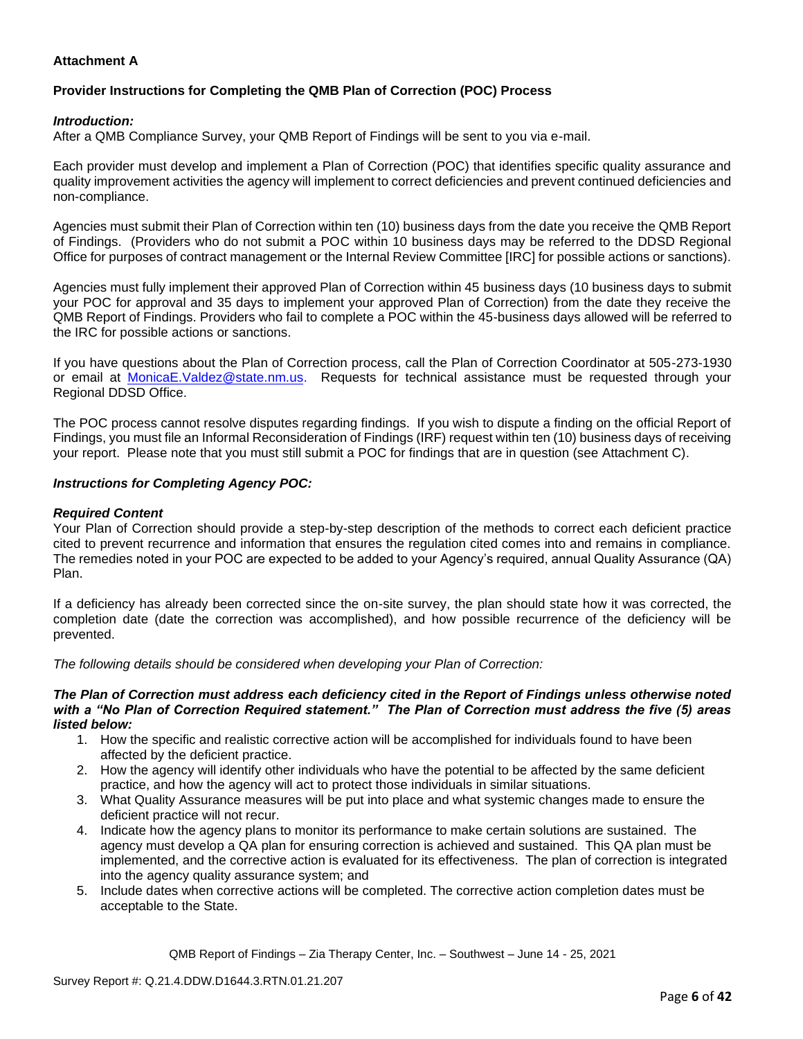**Attachment A**

**Provider Instructions for Completing the QMB Plan of Correction (POC) Process**

***Introduction:***

After a QMB Compliance Survey, your QMB Report of Findings will be sent to you via e-mail.

Each provider must develop and implement a Plan of Correction (POC) that identifies specific quality assurance and quality improvement activities the agency will implement to correct deficiencies and prevent continued deficiencies and non-compliance.

Agencies must submit their Plan of Correction within ten (10) business days from the date you receive the QMB Report of Findings. (Providers who do not submit a POC within 10 business days may be referred to the DDSD Regional Office for purposes of contract management or the Internal Review Committee [IRC] for possible actions or sanctions).

Agencies must fully implement their approved Plan of Correction within 45 business days (10 business days to submit your POC for approval and 35 days to implement your approved Plan of Correction) from the date they receive the QMB Report of Findings. Providers who fail to complete a POC within the 45-business days allowed will be referred to the IRC for possible actions or sanctions.

If you have questions about the Plan of Correction process, call the Plan of Correction Coordinator at 505-273-1930 or email at MonicaE.Valdez@state.nm.us. Requests for technical assistance must be requested through your Regional DDSD Office.

The POC process cannot resolve disputes regarding findings. If you wish to dispute a finding on the official Report of Findings, you must file an Informal Reconsideration of Findings (IRF) request within ten (10) business days of receiving your report. Please note that you must still submit a POC for findings that are in question (see Attachment C).

***Instructions for Completing Agency POC:***

***Required Content***

Your Plan of Correction should provide a step-by-step description of the methods to correct each deficient practice cited to prevent recurrence and information that ensures the regulation cited comes into and remains in compliance. The remedies noted in your POC are expected to be added to your Agency's required, annual Quality Assurance (QA) Plan.

If a deficiency has already been corrected since the on-site survey, the plan should state how it was corrected, the completion date (date the correction was accomplished), and how possible recurrence of the deficiency will be prevented.

*The following details should be considered when developing your Plan of Correction:*

***The Plan of Correction must address each deficiency cited in the Report of Findings unless otherwise noted with a "No Plan of Correction Required statement." The Plan of Correction must address the five (5) areas listed below:***

1. How the specific and realistic corrective action will be accomplished for individuals found to have been affected by the deficient practice.
2. How the agency will identify other individuals who have the potential to be affected by the same deficient practice, and how the agency will act to protect those individuals in similar situations.
3. What Quality Assurance measures will be put into place and what systemic changes made to ensure the deficient practice will not recur.
4. Indicate how the agency plans to monitor its performance to make certain solutions are sustained. The agency must develop a QA plan for ensuring correction is achieved and sustained. This QA plan must be implemented, and the corrective action is evaluated for its effectiveness. The plan of correction is integrated into the agency quality assurance system; and
5. Include dates when corrective actions will be completed. The corrective action completion dates must be acceptable to the State.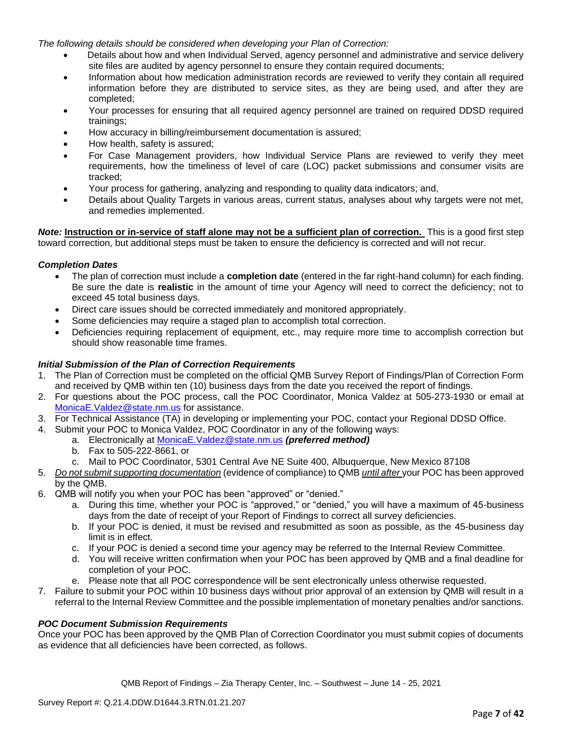*The following details should be considered when developing your Plan of Correction:*

- Details about how and when Individual Served, agency personnel and administrative and service delivery site files are audited by agency personnel to ensure they contain required documents;
- Information about how medication administration records are reviewed to verify they contain all required information before they are distributed to service sites, as they are being used, and after they are completed;
- Your processes for ensuring that all required agency personnel are trained on required DDSD required trainings;
- How accuracy in billing/reimbursement documentation is assured;
- How health, safety is assured;
- For Case Management providers, how Individual Service Plans are reviewed to verify they meet requirements, how the timeliness of level of care (LOC) packet submissions and consumer visits are tracked;
- Your process for gathering, analyzing and responding to quality data indicators; and,
- Details about Quality Targets in various areas, current status, analyses about why targets were not met, and remedies implemented.

***Note:*** **<u>Instruction or in-service of staff alone may not be a sufficient plan of correction.</u>** This is a good first step toward correction, but additional steps must be taken to ensure the deficiency is corrected and will not recur.

***Completion Dates***

- The plan of correction must include a **completion date** (entered in the far right-hand column) for each finding. Be sure the date is **realistic** in the amount of time your Agency will need to correct the deficiency; not to exceed 45 total business days.
- Direct care issues should be corrected immediately and monitored appropriately.
- Some deficiencies may require a staged plan to accomplish total correction.
- Deficiencies requiring replacement of equipment, etc., may require more time to accomplish correction but should show reasonable time frames.

***Initial Submission of the Plan of Correction Requirements***

1. The Plan of Correction must be completed on the official QMB Survey Report of Findings/Plan of Correction Form and received by QMB within ten (10) business days from the date you received the report of findings.
2. For questions about the POC process, call the POC Coordinator, Monica Valdez at 505-273-1930 or email at MonicaE.Valdez@state.nm.us for assistance.
3. For Technical Assistance (TA) in developing or implementing your POC, contact your Regional DDSD Office.
4. Submit your POC to Monica Valdez, POC Coordinator in any of the following ways:
    a. Electronically at MonicaE.Valdez@state.nm.us ***(preferred method)***
    b. Fax to 505-222-8661, or
    c. Mail to POC Coordinator, 5301 Central Ave NE Suite 400, Albuquerque, New Mexico 87108
5. *<u>Do not submit supporting documentation</u>* (evidence of compliance) to QMB *<u>until after</u>* your POC has been approved by the QMB.
6. QMB will notify you when your POC has been "approved" or "denied."
    a. During this time, whether your POC is "approved," or "denied," you will have a maximum of 45-business days from the date of receipt of your Report of Findings to correct all survey deficiencies.
    b. If your POC is denied, it must be revised and resubmitted as soon as possible, as the 45-business day limit is in effect.
    c. If your POC is denied a second time your agency may be referred to the Internal Review Committee.
    d. You will receive written confirmation when your POC has been approved by QMB and a final deadline for completion of your POC.
    e. Please note that all POC correspondence will be sent electronically unless otherwise requested.
7. Failure to submit your POC within 10 business days without prior approval of an extension by QMB will result in a referral to the Internal Review Committee and the possible implementation of monetary penalties and/or sanctions.

***POC Document Submission Requirements***

Once your POC has been approved by the QMB Plan of Correction Coordinator you must submit copies of documents as evidence that all deficiencies have been corrected, as follows.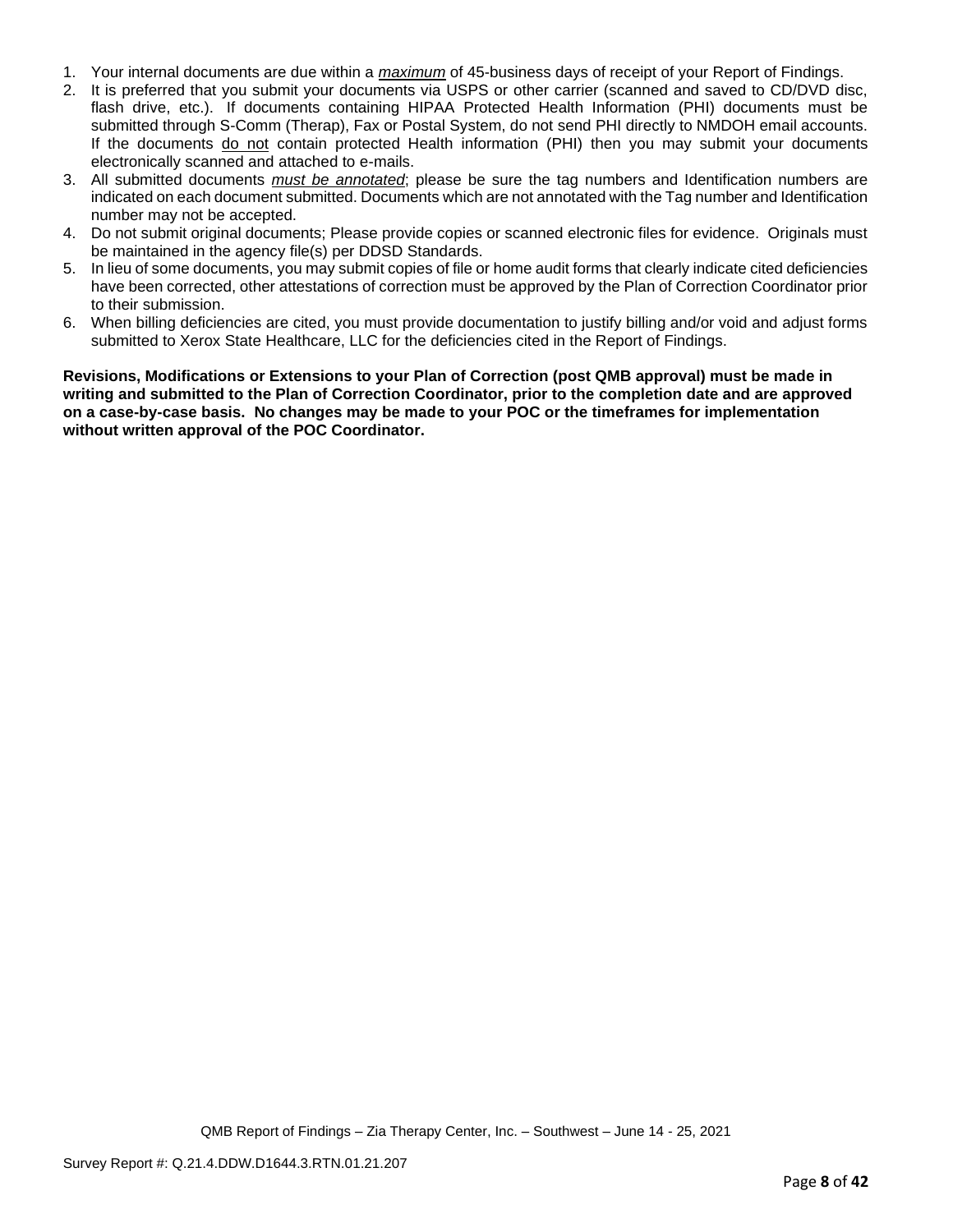1. Your internal documents are due within a *maximum* of 45-business days of receipt of your Report of Findings.
2. It is preferred that you submit your documents via USPS or other carrier (scanned and saved to CD/DVD disc, flash drive, etc.). If documents containing HIPAA Protected Health Information (PHI) documents must be submitted through S-Comm (Therap), Fax or Postal System, do not send PHI directly to NMDOH email accounts. If the documents do not contain protected Health information (PHI) then you may submit your documents electronically scanned and attached to e-mails.
3. All submitted documents *must be annotated*; please be sure the tag numbers and Identification numbers are indicated on each document submitted. Documents which are not annotated with the Tag number and Identification number may not be accepted.
4. Do not submit original documents; Please provide copies or scanned electronic files for evidence. Originals must be maintained in the agency file(s) per DDSD Standards.
5. In lieu of some documents, you may submit copies of file or home audit forms that clearly indicate cited deficiencies have been corrected, other attestations of correction must be approved by the Plan of Correction Coordinator prior to their submission.
6. When billing deficiencies are cited, you must provide documentation to justify billing and/or void and adjust forms submitted to Xerox State Healthcare, LLC for the deficiencies cited in the Report of Findings.

**Revisions, Modifications or Extensions to your Plan of Correction (post QMB approval) must be made in writing and submitted to the Plan of Correction Coordinator, prior to the completion date and are approved on a case-by-case basis. No changes may be made to your POC or the timeframes for implementation without written approval of the POC Coordinator.**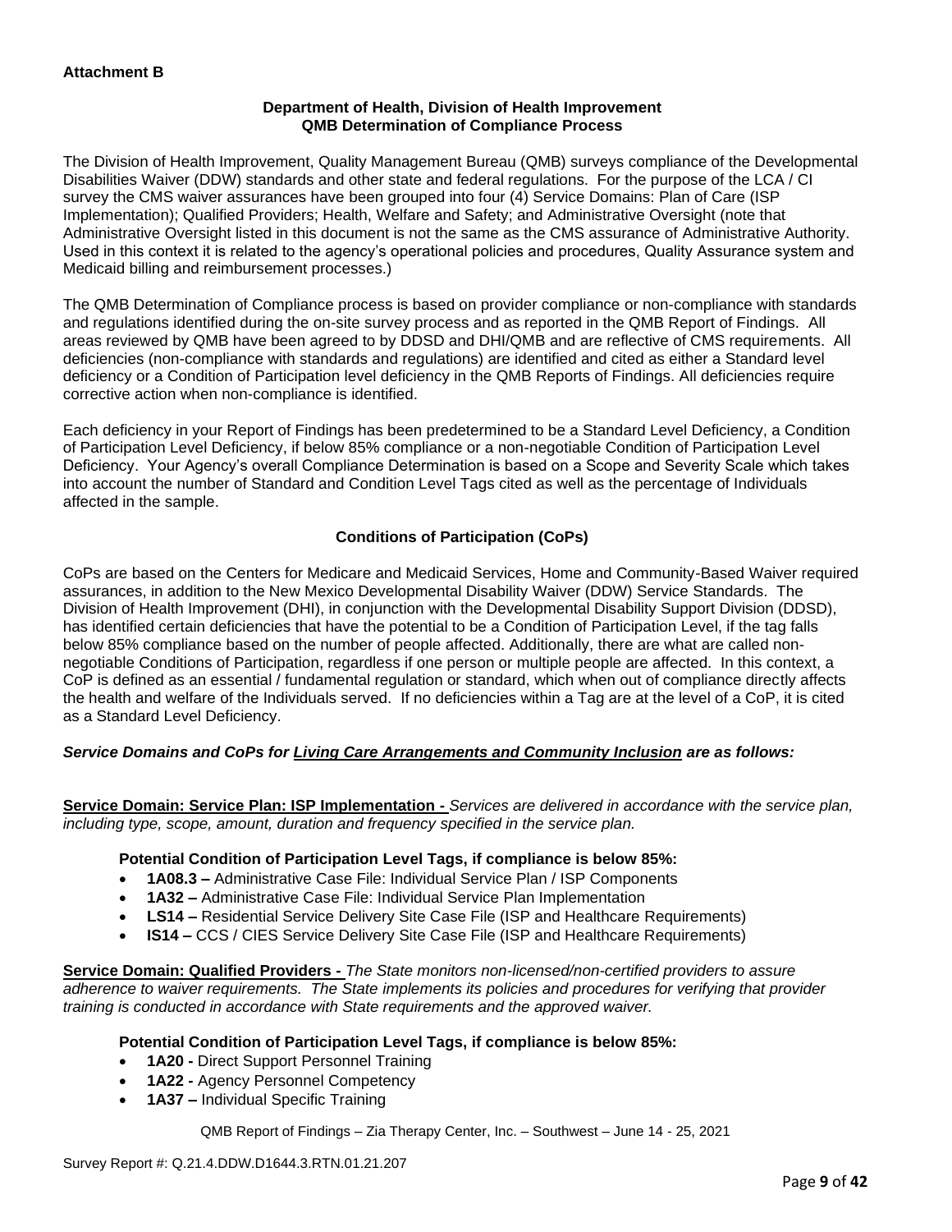**Attachment B**

**Department of Health, Division of Health Improvement**
**QMB Determination of Compliance Process**

The Division of Health Improvement, Quality Management Bureau (QMB) surveys compliance of the Developmental Disabilities Waiver (DDW) standards and other state and federal regulations. For the purpose of the LCA / CI survey the CMS waiver assurances have been grouped into four (4) Service Domains: Plan of Care (ISP Implementation); Qualified Providers; Health, Welfare and Safety; and Administrative Oversight (note that Administrative Oversight listed in this document is not the same as the CMS assurance of Administrative Authority. Used in this context it is related to the agency's operational policies and procedures, Quality Assurance system and Medicaid billing and reimbursement processes.)

The QMB Determination of Compliance process is based on provider compliance or non-compliance with standards and regulations identified during the on-site survey process and as reported in the QMB Report of Findings. All areas reviewed by QMB have been agreed to by DDSD and DHI/QMB and are reflective of CMS requirements. All deficiencies (non-compliance with standards and regulations) are identified and cited as either a Standard level deficiency or a Condition of Participation level deficiency in the QMB Reports of Findings. All deficiencies require corrective action when non-compliance is identified.

Each deficiency in your Report of Findings has been predetermined to be a Standard Level Deficiency, a Condition of Participation Level Deficiency, if below 85% compliance or a non-negotiable Condition of Participation Level Deficiency. Your Agency's overall Compliance Determination is based on a Scope and Severity Scale which takes into account the number of Standard and Condition Level Tags cited as well as the percentage of Individuals affected in the sample.

**Conditions of Participation (CoPs)**

CoPs are based on the Centers for Medicare and Medicaid Services, Home and Community-Based Waiver required assurances, in addition to the New Mexico Developmental Disability Waiver (DDW) Service Standards. The Division of Health Improvement (DHI), in conjunction with the Developmental Disability Support Division (DDSD), has identified certain deficiencies that have the potential to be a Condition of Participation Level, if the tag falls below 85% compliance based on the number of people affected. Additionally, there are what are called non-negotiable Conditions of Participation, regardless if one person or multiple people are affected. In this context, a CoP is defined as an essential / fundamental regulation or standard, which when out of compliance directly affects the health and welfare of the Individuals served. If no deficiencies within a Tag are at the level of a CoP, it is cited as a Standard Level Deficiency.

***Service Domains and CoPs for Living Care Arrangements and Community Inclusion are as follows:***

**Service Domain: Service Plan: ISP Implementation -** *Services are delivered in accordance with the service plan, including type, scope, amount, duration and frequency specified in the service plan.*

**Potential Condition of Participation Level Tags, if compliance is below 85%:**

- **1A08.3 –** Administrative Case File: Individual Service Plan / ISP Components
- **1A32 –** Administrative Case File: Individual Service Plan Implementation
- **LS14 –** Residential Service Delivery Site Case File (ISP and Healthcare Requirements)
- **IS14 –** CCS / CIES Service Delivery Site Case File (ISP and Healthcare Requirements)

**Service Domain: Qualified Providers -** *The State monitors non-licensed/non-certified providers to assure adherence to waiver requirements. The State implements its policies and procedures for verifying that provider training is conducted in accordance with State requirements and the approved waiver.*

**Potential Condition of Participation Level Tags, if compliance is below 85%:**

- **1A20 -** Direct Support Personnel Training
- **1A22 -** Agency Personnel Competency
- **1A37 –** Individual Specific Training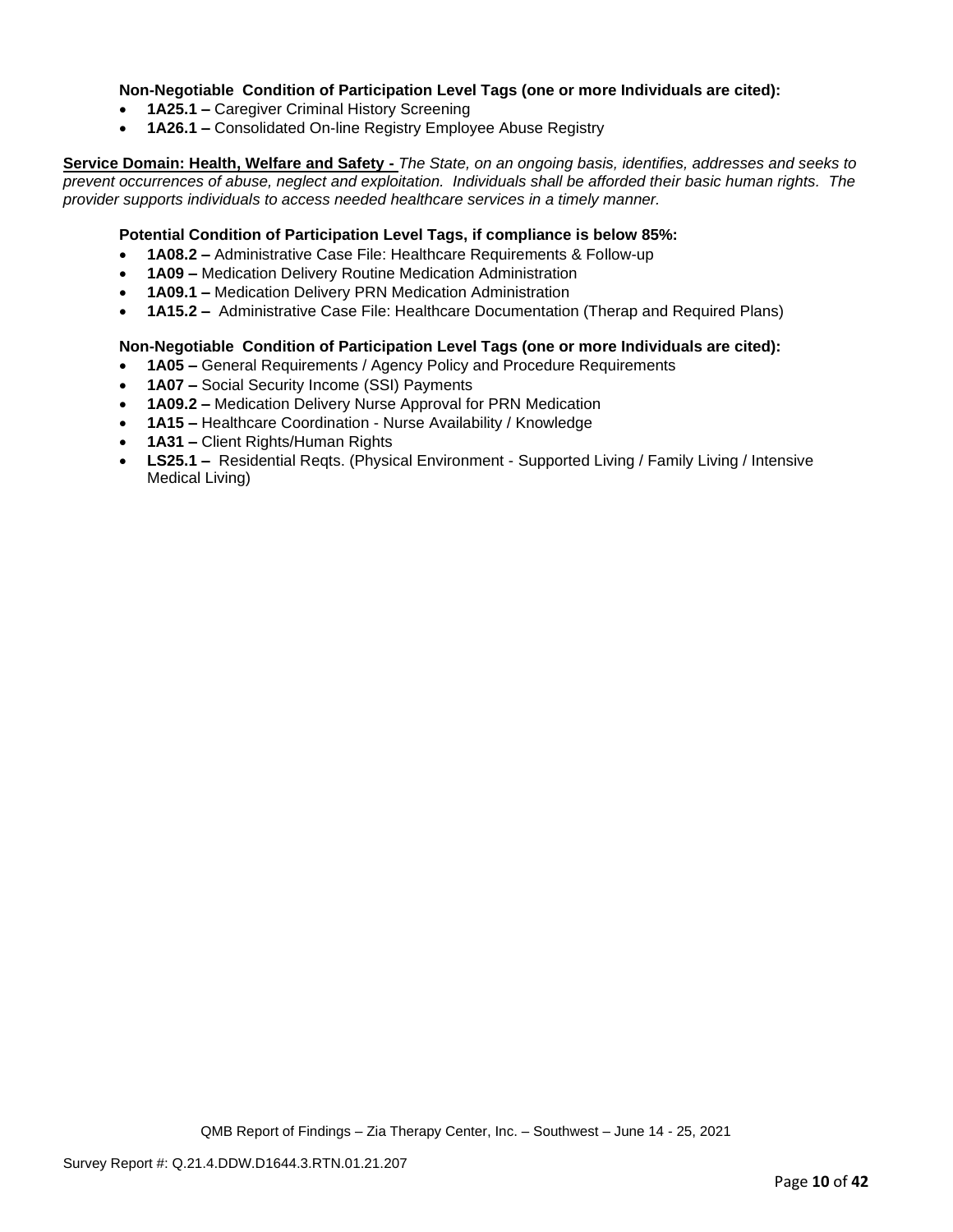**Non-Negotiable Condition of Participation Level Tags (one or more Individuals are cited):**

- **1A25.1 –** Caregiver Criminal History Screening
- **1A26.1 –** Consolidated On-line Registry Employee Abuse Registry

**Service Domain: Health, Welfare and Safety -** *The State, on an ongoing basis, identifies, addresses and seeks to prevent occurrences of abuse, neglect and exploitation. Individuals shall be afforded their basic human rights. The provider supports individuals to access needed healthcare services in a timely manner.*

**Potential Condition of Participation Level Tags, if compliance is below 85%:**

- **1A08.2 –** Administrative Case File: Healthcare Requirements & Follow-up
- **1A09 –** Medication Delivery Routine Medication Administration
- **1A09.1 –** Medication Delivery PRN Medication Administration
- **1A15.2 –** Administrative Case File: Healthcare Documentation (Therap and Required Plans)

**Non-Negotiable Condition of Participation Level Tags (one or more Individuals are cited):**

- **1A05 –** General Requirements / Agency Policy and Procedure Requirements
- **1A07 –** Social Security Income (SSI) Payments
- **1A09.2 –** Medication Delivery Nurse Approval for PRN Medication
- **1A15 –** Healthcare Coordination - Nurse Availability / Knowledge
- **1A31 –** Client Rights/Human Rights
- **LS25.1 –** Residential Reqts. (Physical Environment - Supported Living / Family Living / Intensive Medical Living)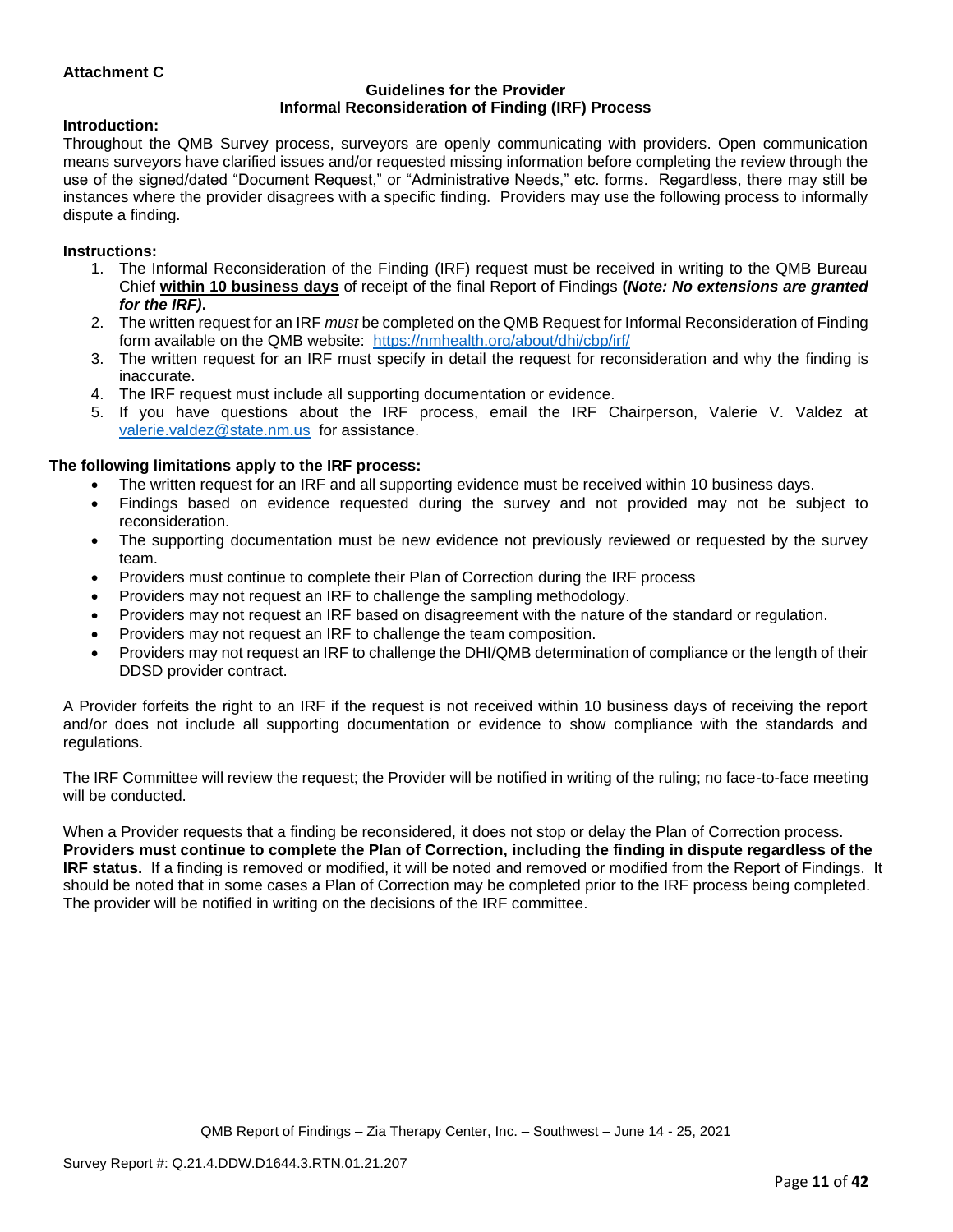**Attachment C**

**Guidelines for the Provider**
**Informal Reconsideration of Finding (IRF) Process**

**Introduction:**

Throughout the QMB Survey process, surveyors are openly communicating with providers. Open communication means surveyors have clarified issues and/or requested missing information before completing the review through the use of the signed/dated "Document Request," or "Administrative Needs," etc. forms. Regardless, there may still be instances where the provider disagrees with a specific finding. Providers may use the following process to informally dispute a finding.

**Instructions:**

1. The Informal Reconsideration of the Finding (IRF) request must be received in writing to the QMB Bureau Chief **within 10 business days** of receipt of the final Report of Findings **(*Note: No extensions are granted for the IRF)*.**
2. The written request for an IRF *must* be completed on the QMB Request for Informal Reconsideration of Finding form available on the QMB website: https://nmhealth.org/about/dhi/cbp/irf/
3. The written request for an IRF must specify in detail the request for reconsideration and why the finding is inaccurate.
4. The IRF request must include all supporting documentation or evidence.
5. If you have questions about the IRF process, email the IRF Chairperson, Valerie V. Valdez at valerie.valdez@state.nm.us for assistance.

**The following limitations apply to the IRF process:**

- The written request for an IRF and all supporting evidence must be received within 10 business days.
- Findings based on evidence requested during the survey and not provided may not be subject to reconsideration.
- The supporting documentation must be new evidence not previously reviewed or requested by the survey team.
- Providers must continue to complete their Plan of Correction during the IRF process
- Providers may not request an IRF to challenge the sampling methodology.
- Providers may not request an IRF based on disagreement with the nature of the standard or regulation.
- Providers may not request an IRF to challenge the team composition.
- Providers may not request an IRF to challenge the DHI/QMB determination of compliance or the length of their DDSD provider contract.

A Provider forfeits the right to an IRF if the request is not received within 10 business days of receiving the report and/or does not include all supporting documentation or evidence to show compliance with the standards and regulations.

The IRF Committee will review the request; the Provider will be notified in writing of the ruling; no face-to-face meeting will be conducted.

When a Provider requests that a finding be reconsidered, it does not stop or delay the Plan of Correction process. **Providers must continue to complete the Plan of Correction, including the finding in dispute regardless of the IRF status.** If a finding is removed or modified, it will be noted and removed or modified from the Report of Findings. It should be noted that in some cases a Plan of Correction may be completed prior to the IRF process being completed. The provider will be notified in writing on the decisions of the IRF committee.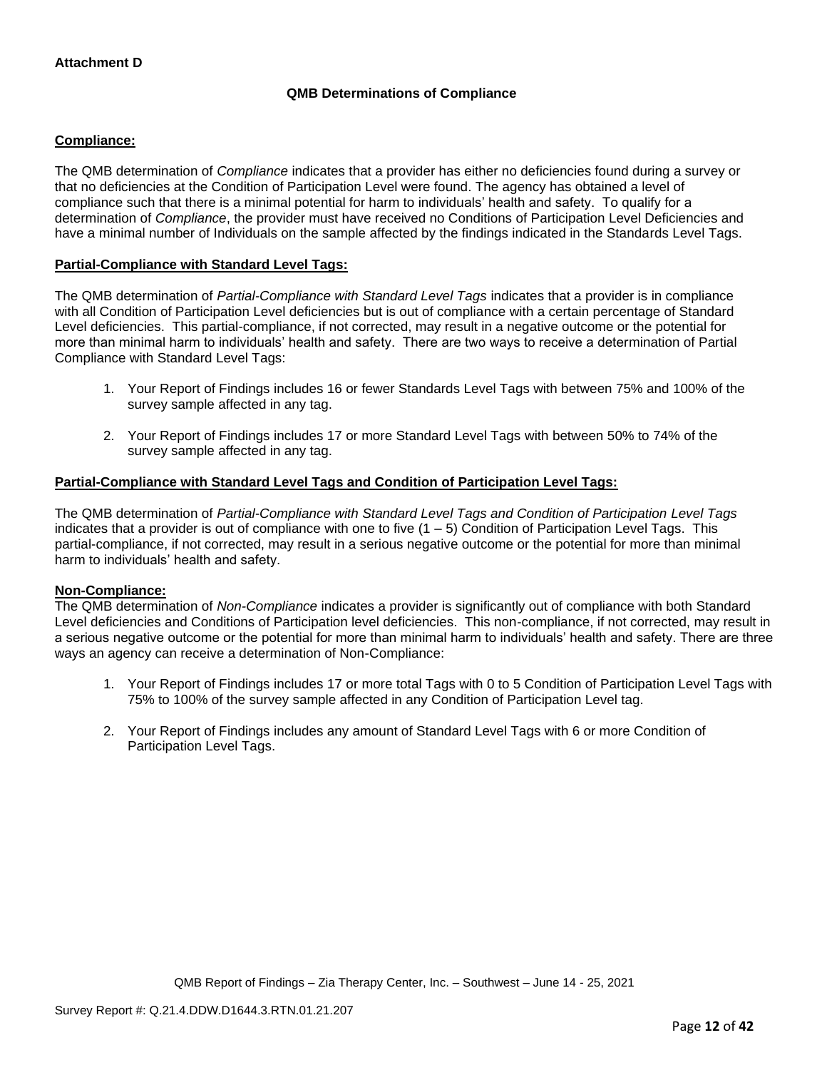**Attachment D**

## QMB Determinations of Compliance

**Compliance:**

The QMB determination of *Compliance* indicates that a provider has either no deficiencies found during a survey or that no deficiencies at the Condition of Participation Level were found. The agency has obtained a level of compliance such that there is a minimal potential for harm to individuals' health and safety. To qualify for a determination of *Compliance*, the provider must have received no Conditions of Participation Level Deficiencies and have a minimal number of Individuals on the sample affected by the findings indicated in the Standards Level Tags.

**Partial-Compliance with Standard Level Tags:**

The QMB determination of *Partial-Compliance with Standard Level Tags* indicates that a provider is in compliance with all Condition of Participation Level deficiencies but is out of compliance with a certain percentage of Standard Level deficiencies. This partial-compliance, if not corrected, may result in a negative outcome or the potential for more than minimal harm to individuals' health and safety. There are two ways to receive a determination of Partial Compliance with Standard Level Tags:

1. Your Report of Findings includes 16 or fewer Standards Level Tags with between 75% and 100% of the survey sample affected in any tag.
2. Your Report of Findings includes 17 or more Standard Level Tags with between 50% to 74% of the survey sample affected in any tag.

**Partial-Compliance with Standard Level Tags and Condition of Participation Level Tags:**

The QMB determination of *Partial-Compliance with Standard Level Tags and Condition of Participation Level Tags* indicates that a provider is out of compliance with one to five (1 – 5) Condition of Participation Level Tags. This partial-compliance, if not corrected, may result in a serious negative outcome or the potential for more than minimal harm to individuals' health and safety.

**Non-Compliance:**

The QMB determination of *Non-Compliance* indicates a provider is significantly out of compliance with both Standard Level deficiencies and Conditions of Participation level deficiencies. This non-compliance, if not corrected, may result in a serious negative outcome or the potential for more than minimal harm to individuals' health and safety. There are three ways an agency can receive a determination of Non-Compliance:

1. Your Report of Findings includes 17 or more total Tags with 0 to 5 Condition of Participation Level Tags with 75% to 100% of the survey sample affected in any Condition of Participation Level tag.
2. Your Report of Findings includes any amount of Standard Level Tags with 6 or more Condition of Participation Level Tags.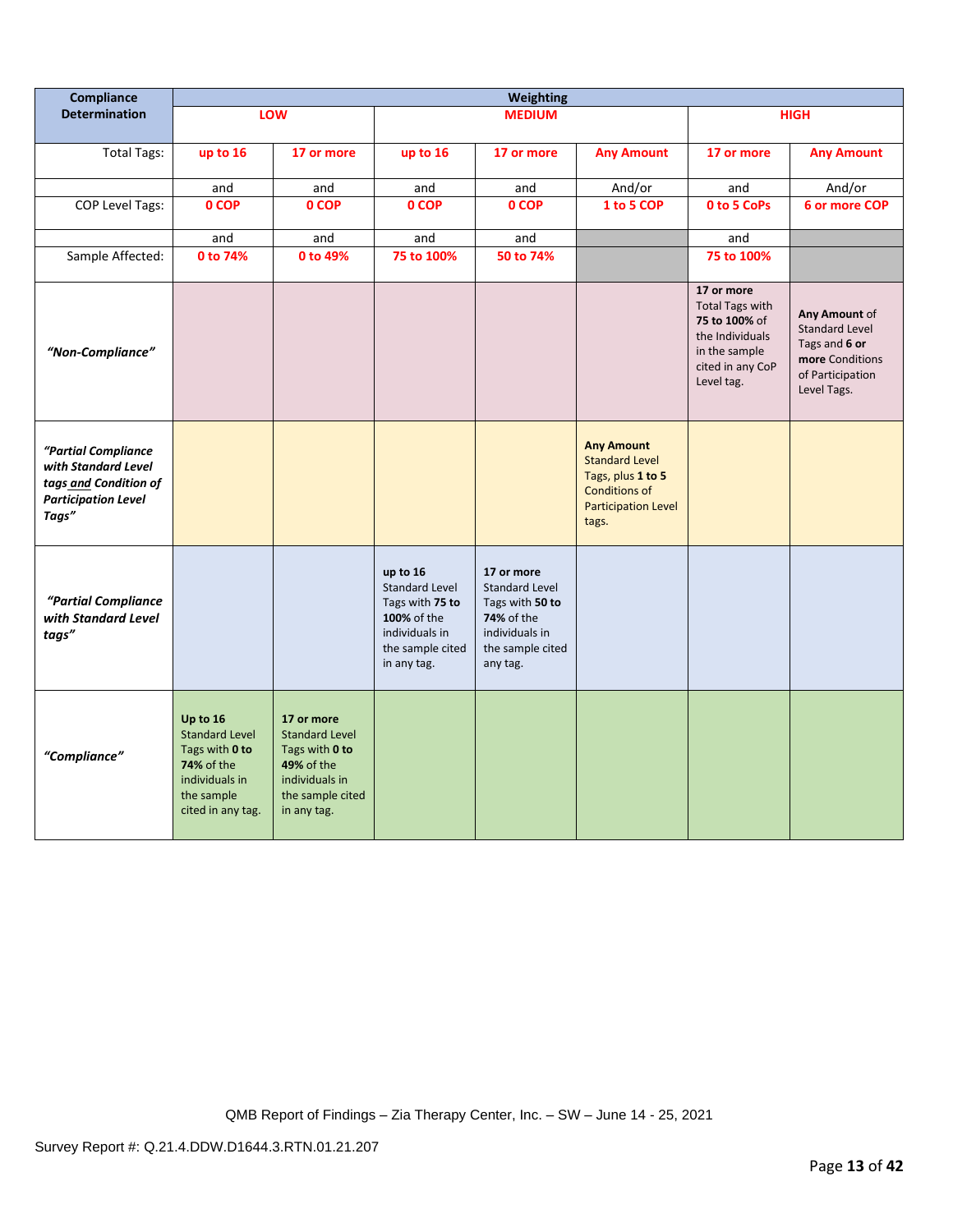| Compliance Determination | Weighting | | | | | | |
|---|---|---|---|---|---|---|---|
| | LOW | | MEDIUM | | | HIGH | |
| Total Tags: | up to 16 | 17 or more | up to 16 | 17 or more | Any Amount | 17 or more | Any Amount |
| | and | and | and | and | And/or | and | And/or |
| COP Level Tags: | 0 COP | 0 COP | 0 COP | 0 COP | 1 to 5 COP | 0 to 5 CoPs | 6 or more COP |
| | and | and | and | and | | and | |
| Sample Affected: | 0 to 74% | 0 to 49% | 75 to 100% | 50 to 74% | | 75 to 100% | |
| *"Non-Compliance"* | | | | | | **17 or more** Total Tags with **75 to 100%** of the Individuals in the sample cited in any CoP Level tag. | **Any Amount** of Standard Level Tags and **6 or more** Conditions of Participation Level Tags. |
| ***"Partial Compliance with Standard Level tags and Condition of Participation Level Tags"*** | | | | | **Any Amount** Standard Level Tags, plus **1 to 5** Conditions of Participation Level tags. | | |
| ***"Partial Compliance with Standard Level tags"*** | | | **up to 16** Standard Level Tags with **75 to 100%** of the individuals in the sample cited in any tag. | **17 or more** Standard Level Tags with **50 to 74%** of the individuals in the sample cited any tag. | | | |
| ***"Compliance"*** | **Up to 16** Standard Level Tags with **0 to 74%** of the individuals in the sample cited in any tag. | **17 or more** Standard Level Tags with **0 to 49%** of the individuals in the sample cited in any tag. | | | | | |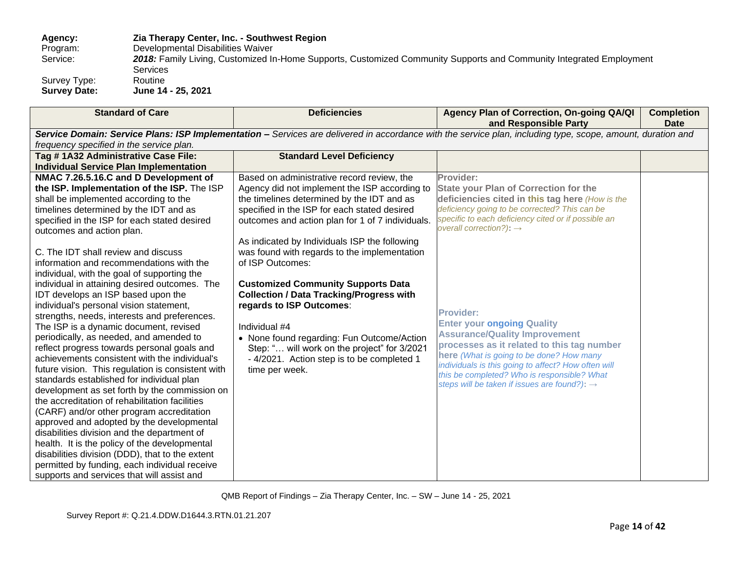**Agency:** **Zia Therapy Center, Inc. - Southwest Region**
Program: Developmental Disabilities Waiver
Service: ***2018:*** Family Living, Customized In-Home Supports, Customized Community Supports and Community Integrated Employment Services
Survey Type: Routine
**Survey Date:** **June 14 - 25, 2021**

| Standard of Care | Deficiencies | Agency Plan of Correction, On-going QA/QI and Responsible Party | Completion Date |
|---|---|---|---|
| ***Service Domain: Service Plans: ISP Implementation –*** *Services are delivered in accordance with the service plan, including type, scope, amount, duration and frequency specified in the service plan.* | | | |
| **Tag # 1A32 Administrative Case File: Individual Service Plan Implementation** | **Standard Level Deficiency** | | |
| **NMAC 7.26.5.16.C and D Development of the ISP. Implementation of the ISP.** The ISP shall be implemented according to the timelines determined by the IDT and as specified in the ISP for each stated desired outcomes and action plan.<br><br>C. The IDT shall review and discuss information and recommendations with the individual, with the goal of supporting the individual in attaining desired outcomes. The IDT develops an ISP based upon the individual's personal vision statement, strengths, needs, interests and preferences. The ISP is a dynamic document, revised periodically, as needed, and amended to reflect progress towards personal goals and achievements consistent with the individual's future vision. This regulation is consistent with standards established for individual plan development as set forth by the commission on the accreditation of rehabilitation facilities (CARF) and/or other program accreditation approved and adopted by the developmental disabilities division and the department of health. It is the policy of the developmental disabilities division (DDD), that to the extent permitted by funding, each individual receive supports and services that will assist and | Based on administrative record review, the Agency did not implement the ISP according to the timelines determined by the IDT and as specified in the ISP for each stated desired outcomes and action plan for 1 of 7 individuals.<br><br>As indicated by Individuals ISP the following was found with regards to the implementation of ISP Outcomes:<br><br>**Customized Community Supports Data Collection / Data Tracking/Progress with regards to ISP Outcomes**:<br><br>Individual #4<br>• None found regarding: Fun Outcome/Action Step: "… will work on the project" for 3/2021 - 4/2021. Action step is to be completed 1 time per week. | **Provider:**<br>**State your Plan of Correction for the deficiencies cited in this tag here** *(How is the deficiency going to be corrected? This can be specific to each deficiency cited or if possible an overall correction?)*: →<br><br><br><br>**Provider:**<br>**Enter your ongoing Quality Assurance/Quality Improvement processes as it related to this tag number here** *(What is going to be done? How many individuals is this going to affect? How often will this be completed? Who is responsible? What steps will be taken if issues are found?)*: → | |

QMB Report of Findings – Zia Therapy Center, Inc. – SW – June 14 - 25, 2021

Survey Report #: Q.21.4.DDW.D1644.3.RTN.01.21.207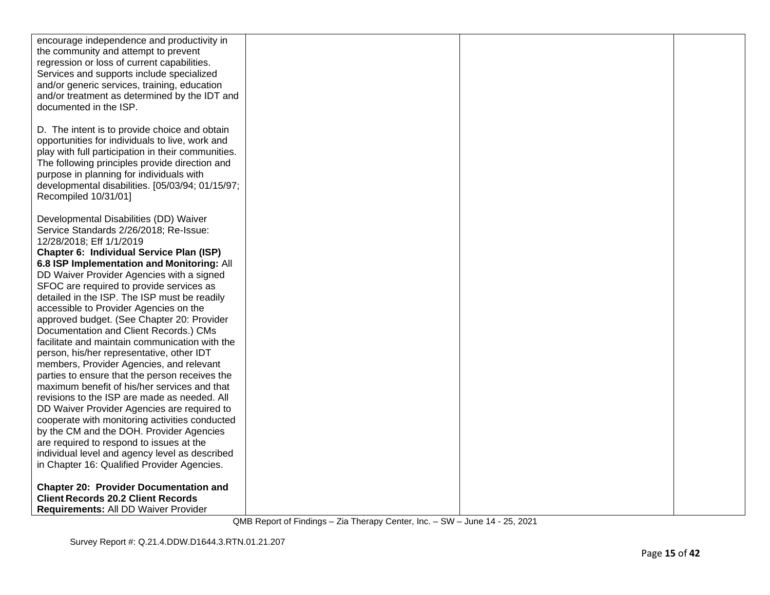| | | | |
|---|---|---|---|
| encourage independence and productivity in the community and attempt to prevent regression or loss of current capabilities. Services and supports include specialized and/or generic services, training, education and/or treatment as determined by the IDT and documented in the ISP.<br><br>D. The intent is to provide choice and obtain opportunities for individuals to live, work and play with full participation in their communities. The following principles provide direction and purpose in planning for individuals with developmental disabilities. [05/03/94; 01/15/97; Recompiled 10/31/01]<br><br>Developmental Disabilities (DD) Waiver Service Standards 2/26/2018; Re-Issue: 12/28/2018; Eff 1/1/2019<br>**Chapter 6: Individual Service Plan (ISP)**<br>**6.8 ISP Implementation and Monitoring:** All DD Waiver Provider Agencies with a signed SFOC are required to provide services as detailed in the ISP. The ISP must be readily accessible to Provider Agencies on the approved budget. (See Chapter 20: Provider Documentation and Client Records.) CMs facilitate and maintain communication with the person, his/her representative, other IDT members, Provider Agencies, and relevant parties to ensure that the person receives the maximum benefit of his/her services and that revisions to the ISP are made as needed. All DD Waiver Provider Agencies are required to cooperate with monitoring activities conducted by the CM and the DOH. Provider Agencies are required to respond to issues at the individual level and agency level as described in Chapter 16: Qualified Provider Agencies.<br><br>**Chapter 20: Provider Documentation and Client Records 20.2 Client Records Requirements:** All DD Waiver Provider | | | |

QMB Report of Findings – Zia Therapy Center, Inc. – SW – June 14 - 25, 2021

Survey Report #: Q.21.4.DDW.D1644.3.RTN.01.21.207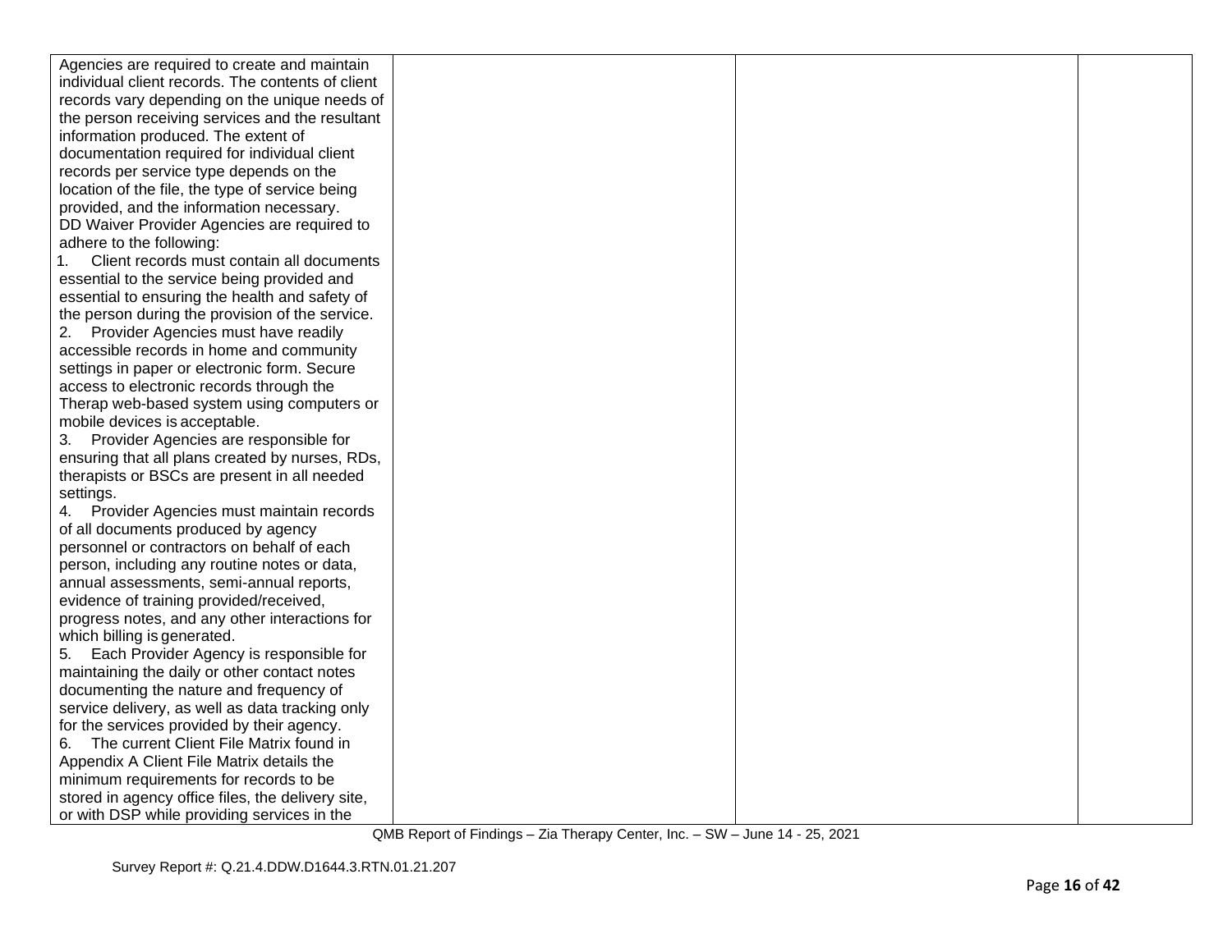| | | | |
|---|---|---|---|
| Agencies are required to create and maintain individual client records. The contents of client records vary depending on the unique needs of the person receiving services and the resultant information produced. The extent of documentation required for individual client records per service type depends on the location of the file, the type of service being provided, and the information necessary.<br>DD Waiver Provider Agencies are required to adhere to the following:<br>1. Client records must contain all documents essential to the service being provided and essential to ensuring the health and safety of the person during the provision of the service.<br>2. Provider Agencies must have readily accessible records in home and community settings in paper or electronic form. Secure access to electronic records through the Therap web-based system using computers or mobile devices is acceptable.<br>3. Provider Agencies are responsible for ensuring that all plans created by nurses, RDs, therapists or BSCs are present in all needed settings.<br>4. Provider Agencies must maintain records of all documents produced by agency personnel or contractors on behalf of each person, including any routine notes or data, annual assessments, semi-annual reports, evidence of training provided/received, progress notes, and any other interactions for which billing is generated.<br>5. Each Provider Agency is responsible for maintaining the daily or other contact notes documenting the nature and frequency of service delivery, as well as data tracking only for the services provided by their agency.<br>6. The current Client File Matrix found in Appendix A Client File Matrix details the minimum requirements for records to be stored in agency office files, the delivery site, or with DSP while providing services in the | | | |

QMB Report of Findings – Zia Therapy Center, Inc. – SW – June 14 - 25, 2021

Survey Report #: Q.21.4.DDW.D1644.3.RTN.01.21.207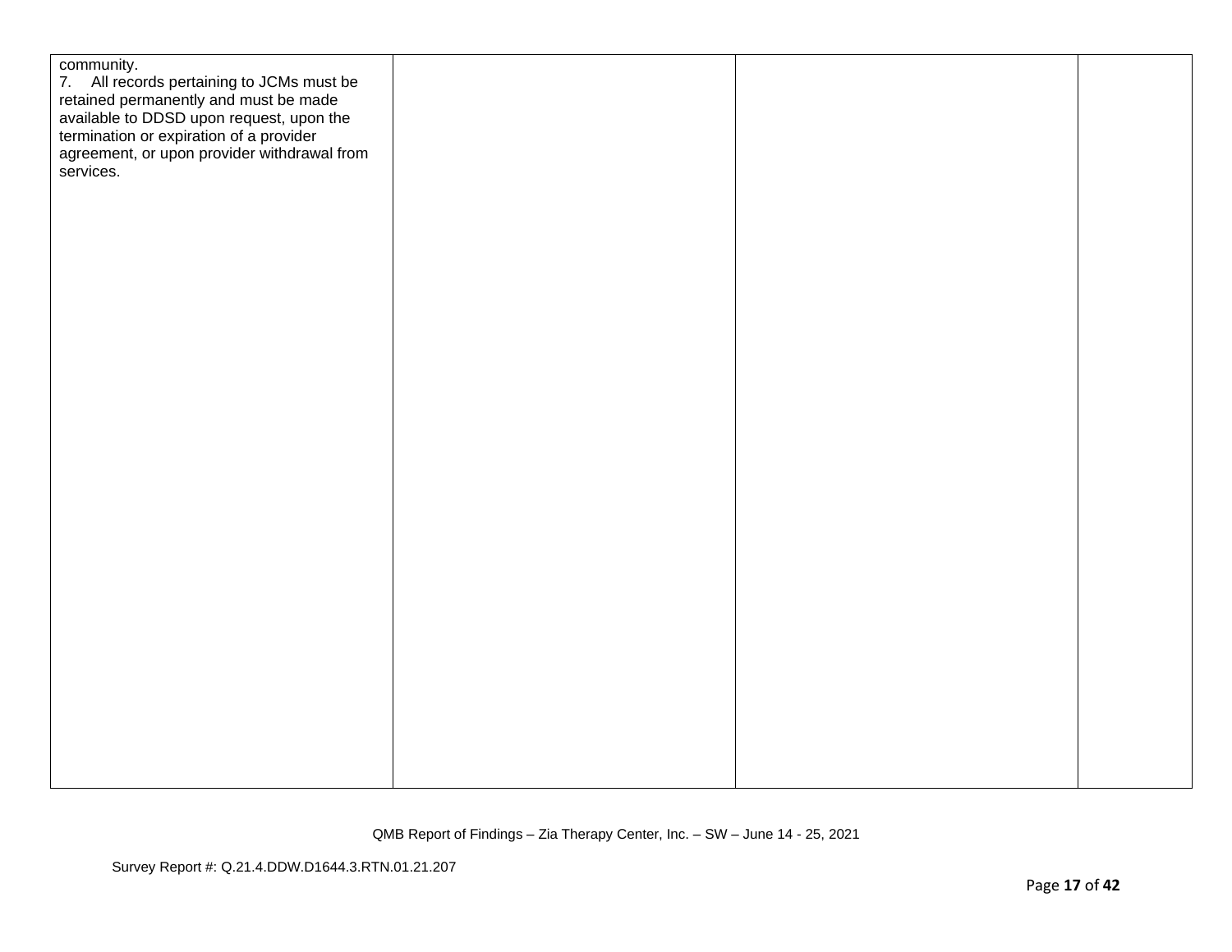| | | | |
|---|---|---|---|
| community.<br>7. All records pertaining to JCMs must be retained permanently and must be made available to DDSD upon request, upon the termination or expiration of a provider agreement, or upon provider withdrawal from services. | | | |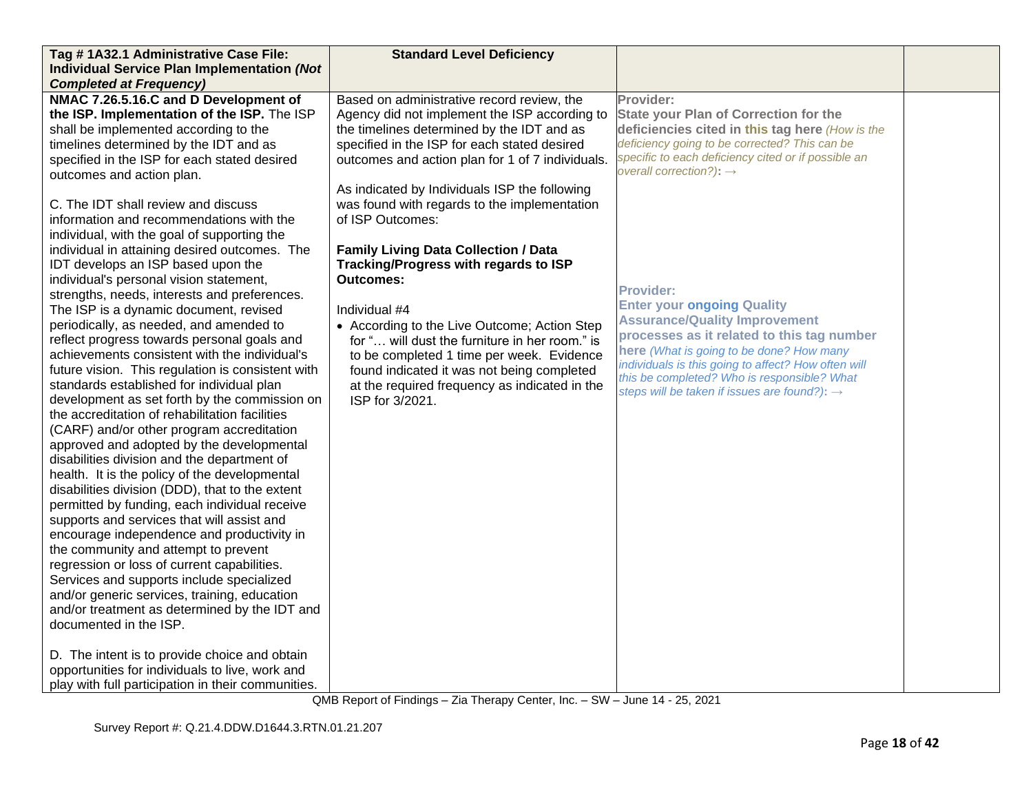| **Tag # 1A32.1 Administrative Case File: Individual Service Plan Implementation *(Not Completed at Frequency)*** | **Standard Level Deficiency** | | |
|---|---|---|---|
| **NMAC 7.26.5.16.C and D Development of the ISP. Implementation of the ISP.** The ISP shall be implemented according to the timelines determined by the IDT and as specified in the ISP for each stated desired outcomes and action plan.<br><br>C. The IDT shall review and discuss information and recommendations with the individual, with the goal of supporting the individual in attaining desired outcomes. The IDT develops an ISP based upon the individual's personal vision statement, strengths, needs, interests and preferences. The ISP is a dynamic document, revised periodically, as needed, and amended to reflect progress towards personal goals and achievements consistent with the individual's future vision. This regulation is consistent with standards established for individual plan development as set forth by the commission on the accreditation of rehabilitation facilities (CARF) and/or other program accreditation approved and adopted by the developmental disabilities division and the department of health. It is the policy of the developmental disabilities division (DDD), that to the extent permitted by funding, each individual receive supports and services that will assist and encourage independence and productivity in the community and attempt to prevent regression or loss of current capabilities. Services and supports include specialized and/or generic services, training, education and/or treatment as determined by the IDT and documented in the ISP.<br><br>D. The intent is to provide choice and obtain opportunities for individuals to live, work and play with full participation in their communities. | Based on administrative record review, the Agency did not implement the ISP according to the timelines determined by the IDT and as specified in the ISP for each stated desired outcomes and action plan for 1 of 7 individuals.<br><br>As indicated by Individuals ISP the following was found with regards to the implementation of ISP Outcomes:<br><br>**Family Living Data Collection / Data Tracking/Progress with regards to ISP Outcomes:**<br><br>Individual #4<br>• According to the Live Outcome; Action Step for "… will dust the furniture in her room." is to be completed 1 time per week. Evidence found indicated it was not being completed at the required frequency as indicated in the ISP for 3/2021. | **Provider:**<br>**State your Plan of Correction for the deficiencies cited in this tag here** *(How is the deficiency going to be corrected? This can be specific to each deficiency cited or if possible an overall correction?)*: →<br><br>**Provider:**<br>**Enter your ongoing Quality Assurance/Quality Improvement processes as it related to this tag number here** *(What is going to be done? How many individuals is this going to affect? How often will this be completed? Who is responsible? What steps will be taken if issues are found?)*: → | |

QMB Report of Findings – Zia Therapy Center, Inc. – SW – June 14 - 25, 2021

Survey Report #: Q.21.4.DDW.D1644.3.RTN.01.21.207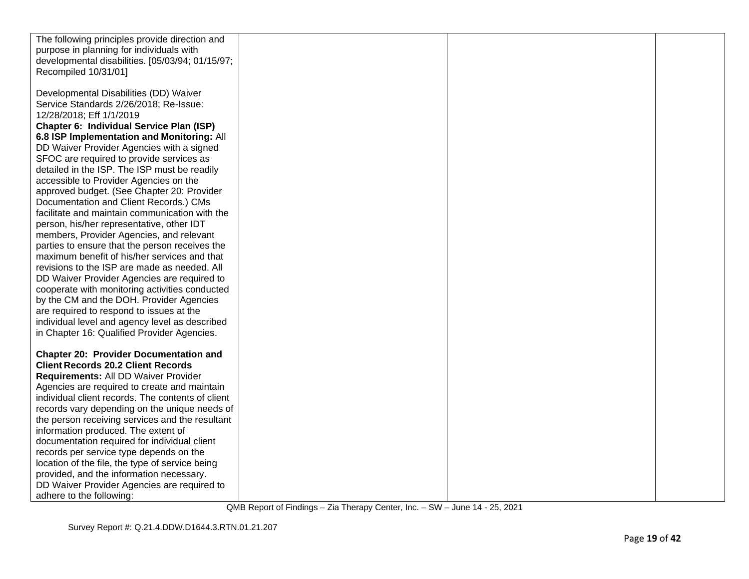| | | | |
|---|---|---|---|
| The following principles provide direction and purpose in planning for individuals with developmental disabilities. [05/03/94; 01/15/97; Recompiled 10/31/01]<br><br>Developmental Disabilities (DD) Waiver Service Standards 2/26/2018; Re-Issue: 12/28/2018; Eff 1/1/2019<br>**Chapter 6: Individual Service Plan (ISP)**<br>**6.8 ISP Implementation and Monitoring:** All DD Waiver Provider Agencies with a signed SFOC are required to provide services as detailed in the ISP. The ISP must be readily accessible to Provider Agencies on the approved budget. (See Chapter 20: Provider Documentation and Client Records.) CMs facilitate and maintain communication with the person, his/her representative, other IDT members, Provider Agencies, and relevant parties to ensure that the person receives the maximum benefit of his/her services and that revisions to the ISP are made as needed. All DD Waiver Provider Agencies are required to cooperate with monitoring activities conducted by the CM and the DOH. Provider Agencies are required to respond to issues at the individual level and agency level as described in Chapter 16: Qualified Provider Agencies.<br><br>**Chapter 20: Provider Documentation and Client Records 20.2 Client Records Requirements:** All DD Waiver Provider Agencies are required to create and maintain individual client records. The contents of client records vary depending on the unique needs of the person receiving services and the resultant information produced. The extent of documentation required for individual client records per service type depends on the location of the file, the type of service being provided, and the information necessary.<br>DD Waiver Provider Agencies are required to adhere to the following: | | | |

QMB Report of Findings – Zia Therapy Center, Inc. – SW – June 14 - 25, 2021

Survey Report #: Q.21.4.DDW.D1644.3.RTN.01.21.207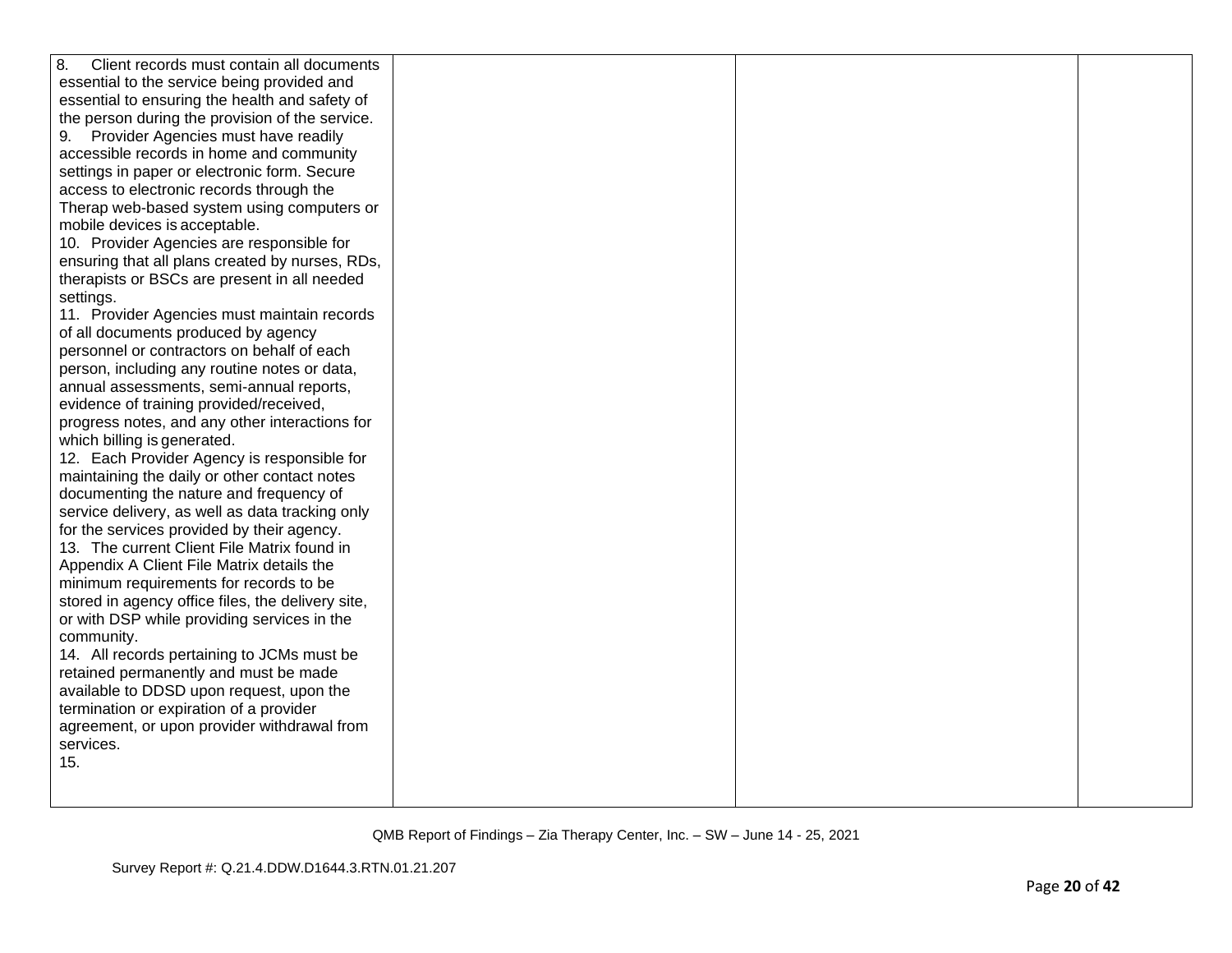| | | | |
|---|---|---|---|
| 8. Client records must contain all documents essential to the service being provided and essential to ensuring the health and safety of the person during the provision of the service.<br>9. Provider Agencies must have readily accessible records in home and community settings in paper or electronic form. Secure access to electronic records through the Therap web-based system using computers or mobile devices is acceptable.<br>10. Provider Agencies are responsible for ensuring that all plans created by nurses, RDs, therapists or BSCs are present in all needed settings.<br>11. Provider Agencies must maintain records of all documents produced by agency personnel or contractors on behalf of each person, including any routine notes or data, annual assessments, semi-annual reports, evidence of training provided/received, progress notes, and any other interactions for which billing is generated.<br>12. Each Provider Agency is responsible for maintaining the daily or other contact notes documenting the nature and frequency of service delivery, as well as data tracking only for the services provided by their agency.<br>13. The current Client File Matrix found in Appendix A Client File Matrix details the minimum requirements for records to be stored in agency office files, the delivery site, or with DSP while providing services in the community.<br>14. All records pertaining to JCMs must be retained permanently and must be made available to DDSD upon request, upon the termination or expiration of a provider agreement, or upon provider withdrawal from services.<br>15. | | | |

QMB Report of Findings – Zia Therapy Center, Inc. – SW – June 14 - 25, 2021

Survey Report #: Q.21.4.DDW.D1644.3.RTN.01.21.207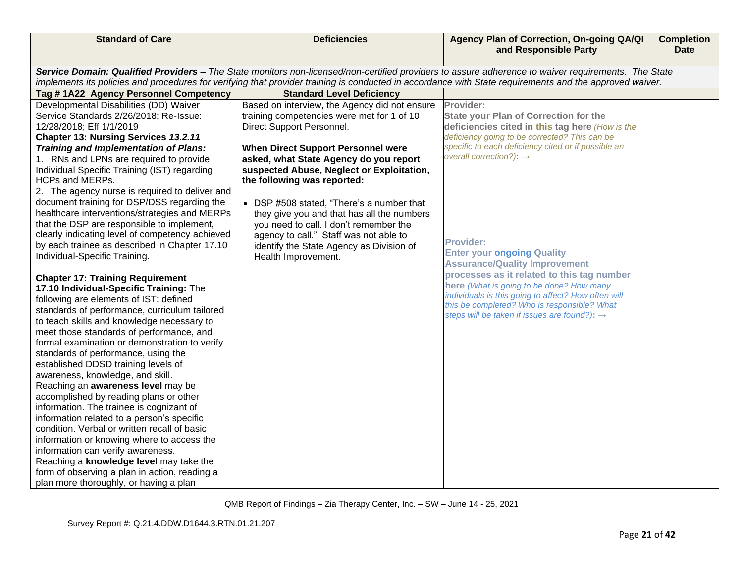| Standard of Care | Deficiencies | Agency Plan of Correction, On-going QA/QI and Responsible Party | Completion Date |
|---|---|---|---|
| ***Service Domain: Qualified Providers –*** *The State monitors non-licensed/non-certified providers to assure adherence to waiver requirements. The State implements its policies and procedures for verifying that provider training is conducted in accordance with State requirements and the approved waiver.* | | | |
| **Tag # 1A22 Agency Personnel Competency** | **Standard Level Deficiency** | | |
| Developmental Disabilities (DD) Waiver Service Standards 2/26/2018; Re-Issue: 12/28/2018; Eff 1/1/2019<br>**Chapter 13: Nursing Services *13.2.11 Training and Implementation of Plans:***<br>1. RNs and LPNs are required to provide Individual Specific Training (IST) regarding HCPs and MERPs.<br>2. The agency nurse is required to deliver and document training for DSP/DSS regarding the healthcare interventions/strategies and MERPs that the DSP are responsible to implement, clearly indicating level of competency achieved by each trainee as described in Chapter 17.10 Individual-Specific Training.<br><br>**Chapter 17: Training Requirement**<br>**17.10 Individual-Specific Training:** The following are elements of IST: defined standards of performance, curriculum tailored to teach skills and knowledge necessary to meet those standards of performance, and formal examination or demonstration to verify standards of performance, using the established DDSD training levels of awareness, knowledge, and skill.<br>Reaching an **awareness level** may be accomplished by reading plans or other information. The trainee is cognizant of information related to a person's specific condition. Verbal or written recall of basic information or knowing where to access the information can verify awareness.<br>Reaching a **knowledge level** may take the form of observing a plan in action, reading a plan more thoroughly, or having a plan | Based on interview, the Agency did not ensure training competencies were met for 1 of 10 Direct Support Personnel.<br><br>**When Direct Support Personnel were asked, what State Agency do you report suspected Abuse, Neglect or Exploitation, the following was reported:**<br><br>• DSP #508 stated, "There's a number that they give you and that has all the numbers you need to call. I don't remember the agency to call." Staff was not able to identify the State Agency as Division of Health Improvement. | **Provider:**<br>**State your Plan of Correction for the deficiencies cited in this tag here** *(How is the deficiency going to be corrected? This can be specific to each deficiency cited or if possible an overall correction?)*: →<br><br><br><br><br>**Provider:**<br>**Enter your ongoing Quality Assurance/Quality Improvement processes as it related to this tag number here** *(What is going to be done? How many individuals is this going to affect? How often will this be completed? Who is responsible? What steps will be taken if issues are found?)*: → | |

QMB Report of Findings – Zia Therapy Center, Inc. – SW – June 14 - 25, 2021

Survey Report #: Q.21.4.DDW.D1644.3.RTN.01.21.207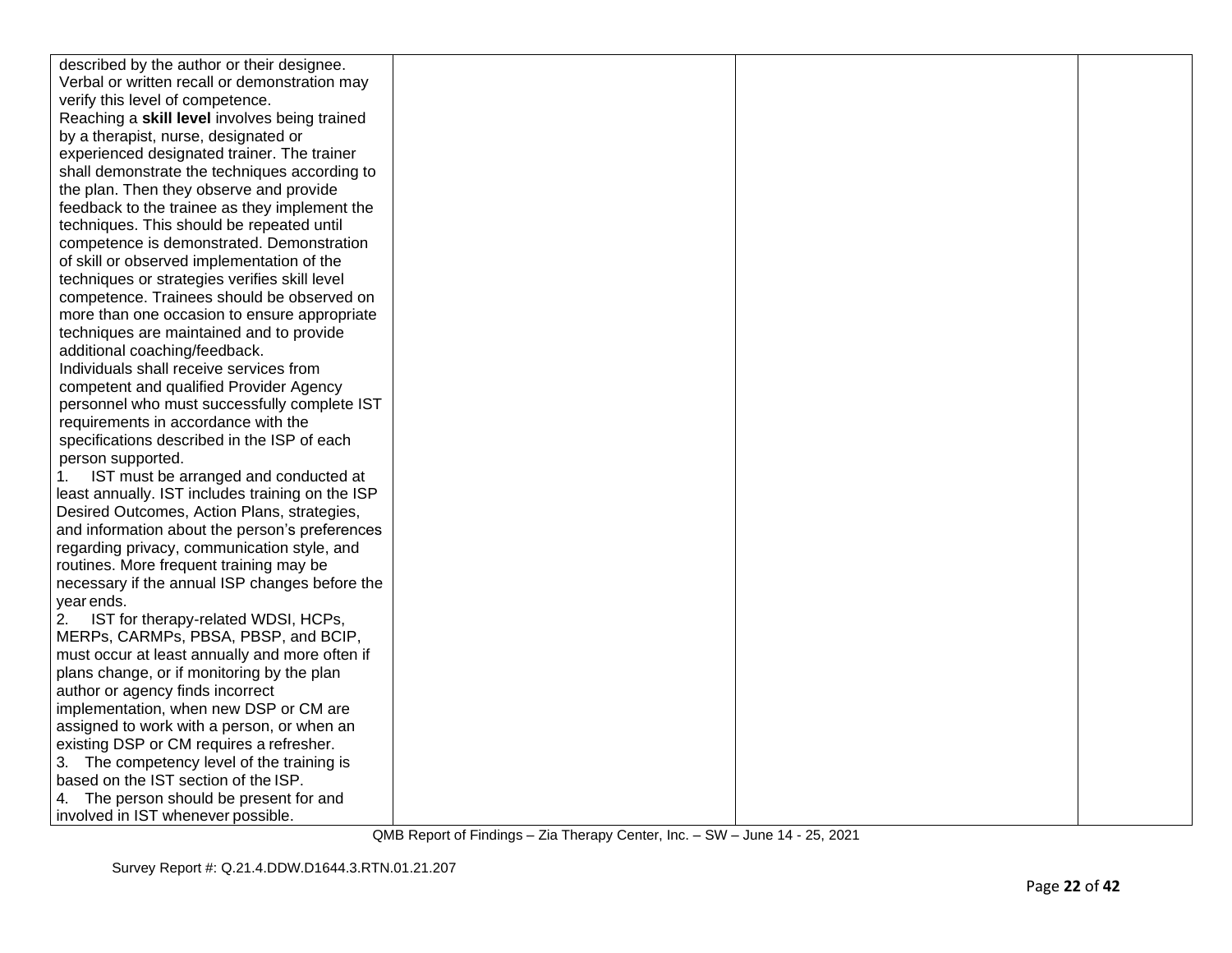| | | | |
|---|---|---|---|
| described by the author or their designee. Verbal or written recall or demonstration may verify this level of competence.<br>Reaching a **skill level** involves being trained by a therapist, nurse, designated or experienced designated trainer. The trainer shall demonstrate the techniques according to the plan. Then they observe and provide feedback to the trainee as they implement the techniques. This should be repeated until competence is demonstrated. Demonstration of skill or observed implementation of the techniques or strategies verifies skill level competence. Trainees should be observed on more than one occasion to ensure appropriate techniques are maintained and to provide additional coaching/feedback.<br>Individuals shall receive services from competent and qualified Provider Agency personnel who must successfully complete IST requirements in accordance with the specifications described in the ISP of each person supported.<br>1. IST must be arranged and conducted at least annually. IST includes training on the ISP Desired Outcomes, Action Plans, strategies, and information about the person's preferences regarding privacy, communication style, and routines. More frequent training may be necessary if the annual ISP changes before the year ends.<br>2. IST for therapy-related WDSI, HCPs, MERPs, CARMPs, PBSA, PBSP, and BCIP, must occur at least annually and more often if plans change, or if monitoring by the plan author or agency finds incorrect implementation, when new DSP or CM are assigned to work with a person, or when an existing DSP or CM requires a refresher.<br>3. The competency level of the training is based on the IST section of the ISP.<br>4. The person should be present for and involved in IST whenever possible. | | | |

QMB Report of Findings – Zia Therapy Center, Inc. – SW – June 14 - 25, 2021

Survey Report #: Q.21.4.DDW.D1644.3.RTN.01.21.207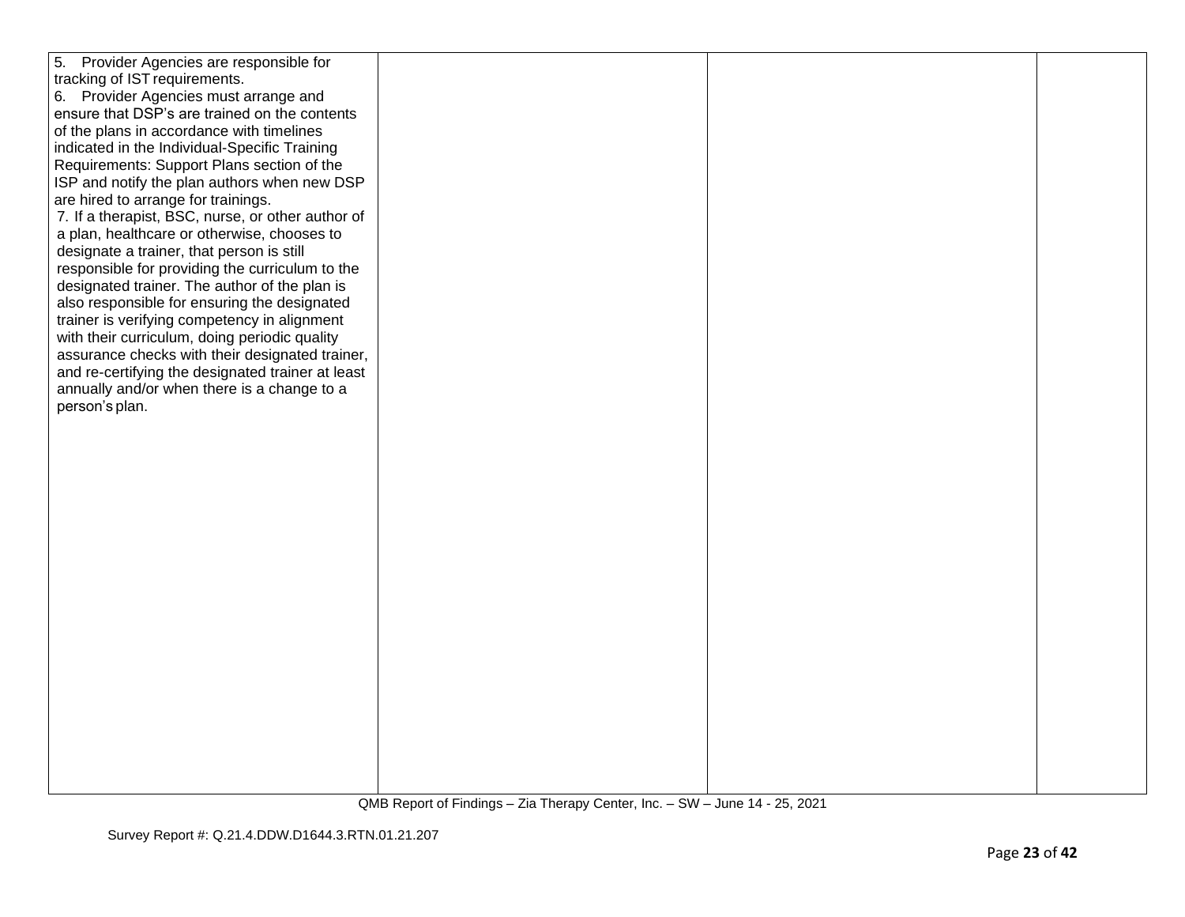| | | | |
|---|---|---|---|
| 5. Provider Agencies are responsible for tracking of IST requirements.<br>6. Provider Agencies must arrange and ensure that DSP's are trained on the contents of the plans in accordance with timelines indicated in the Individual-Specific Training Requirements: Support Plans section of the ISP and notify the plan authors when new DSP are hired to arrange for trainings.<br>7. If a therapist, BSC, nurse, or other author of a plan, healthcare or otherwise, chooses to designate a trainer, that person is still responsible for providing the curriculum to the designated trainer. The author of the plan is also responsible for ensuring the designated trainer is verifying competency in alignment with their curriculum, doing periodic quality assurance checks with their designated trainer, and re-certifying the designated trainer at least annually and/or when there is a change to a person's plan. | | | |

QMB Report of Findings – Zia Therapy Center, Inc. – SW – June 14 - 25, 2021

Survey Report #: Q.21.4.DDW.D1644.3.RTN.01.21.207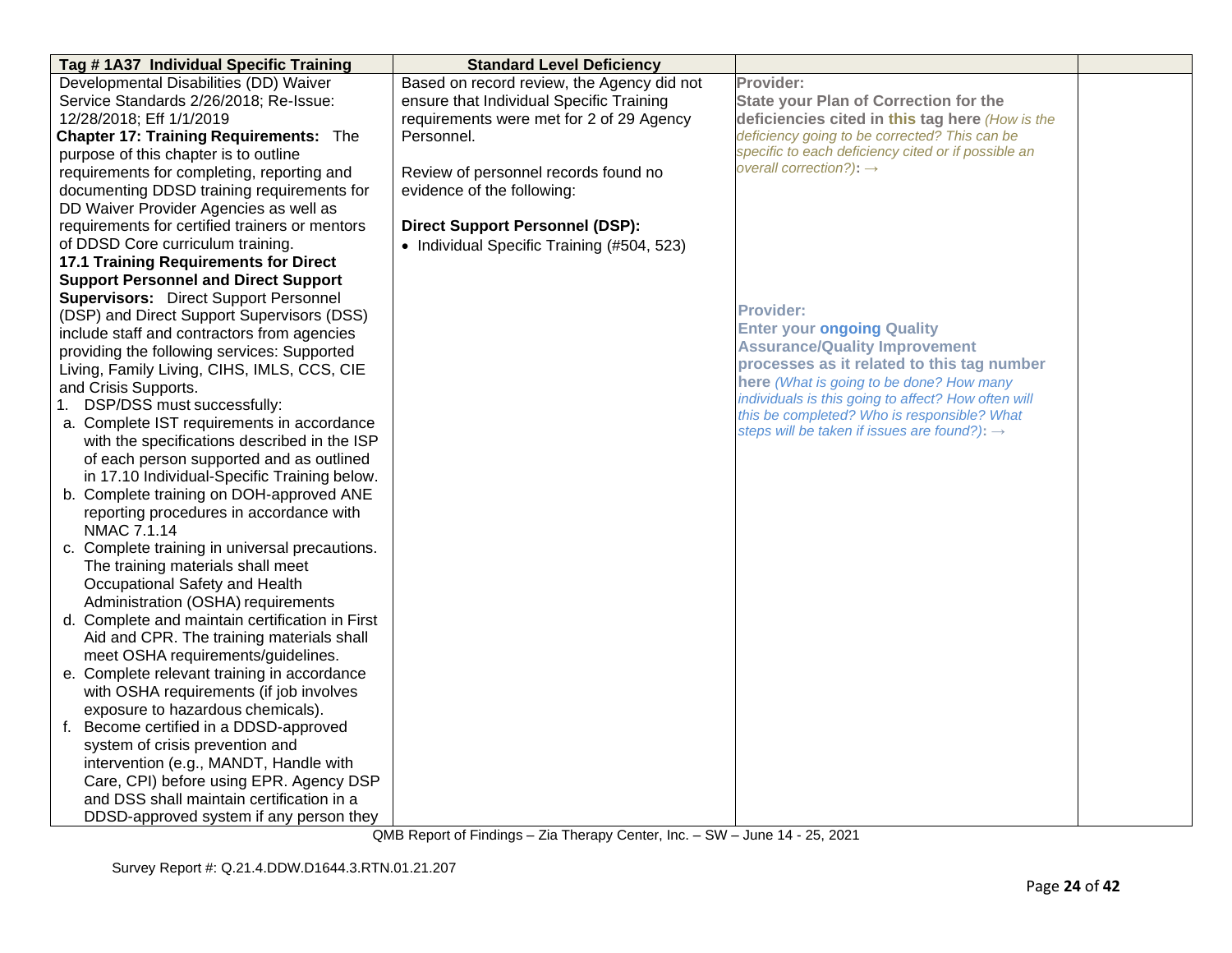| Tag # 1A37 Individual Specific Training | Standard Level Deficiency | | |
|---|---|---|---|
| Developmental Disabilities (DD) Waiver Service Standards 2/26/2018; Re-Issue: 12/28/2018; Eff 1/1/2019<br>**Chapter 17: Training Requirements:** The purpose of this chapter is to outline requirements for completing, reporting and documenting DDSD training requirements for DD Waiver Provider Agencies as well as requirements for certified trainers or mentors of DDSD Core curriculum training.<br>**17.1 Training Requirements for Direct Support Personnel and Direct Support Supervisors:** Direct Support Personnel (DSP) and Direct Support Supervisors (DSS) include staff and contractors from agencies providing the following services: Supported Living, Family Living, CIHS, IMLS, CCS, CIE and Crisis Supports.<br>1. DSP/DSS must successfully:<br>a. Complete IST requirements in accordance with the specifications described in the ISP of each person supported and as outlined in 17.10 Individual-Specific Training below.<br>b. Complete training on DOH-approved ANE reporting procedures in accordance with NMAC 7.1.14<br>c. Complete training in universal precautions. The training materials shall meet Occupational Safety and Health Administration (OSHA) requirements<br>d. Complete and maintain certification in First Aid and CPR. The training materials shall meet OSHA requirements/guidelines.<br>e. Complete relevant training in accordance with OSHA requirements (if job involves exposure to hazardous chemicals).<br>f. Become certified in a DDSD-approved system of crisis prevention and intervention (e.g., MANDT, Handle with Care, CPI) before using EPR. Agency DSP and DSS shall maintain certification in a DDSD-approved system if any person they | Based on record review, the Agency did not ensure that Individual Specific Training requirements were met for 2 of 29 Agency Personnel.<br><br>Review of personnel records found no evidence of the following:<br><br>**Direct Support Personnel (DSP):**<br>• Individual Specific Training (#504, 523) | **Provider:**<br>**State your Plan of Correction for the deficiencies cited in this tag here** *(How is the deficiency going to be corrected? This can be specific to each deficiency cited or if possible an overall correction?)*: →<br><br>**Provider:**<br>**Enter your ongoing Quality Assurance/Quality Improvement processes as it related to this tag number here** *(What is going to be done? How many individuals is this going to affect? How often will this be completed? Who is responsible? What steps will be taken if issues are found?)*: → | |

QMB Report of Findings – Zia Therapy Center, Inc. – SW – June 14 - 25, 2021

Survey Report #: Q.21.4.DDW.D1644.3.RTN.01.21.207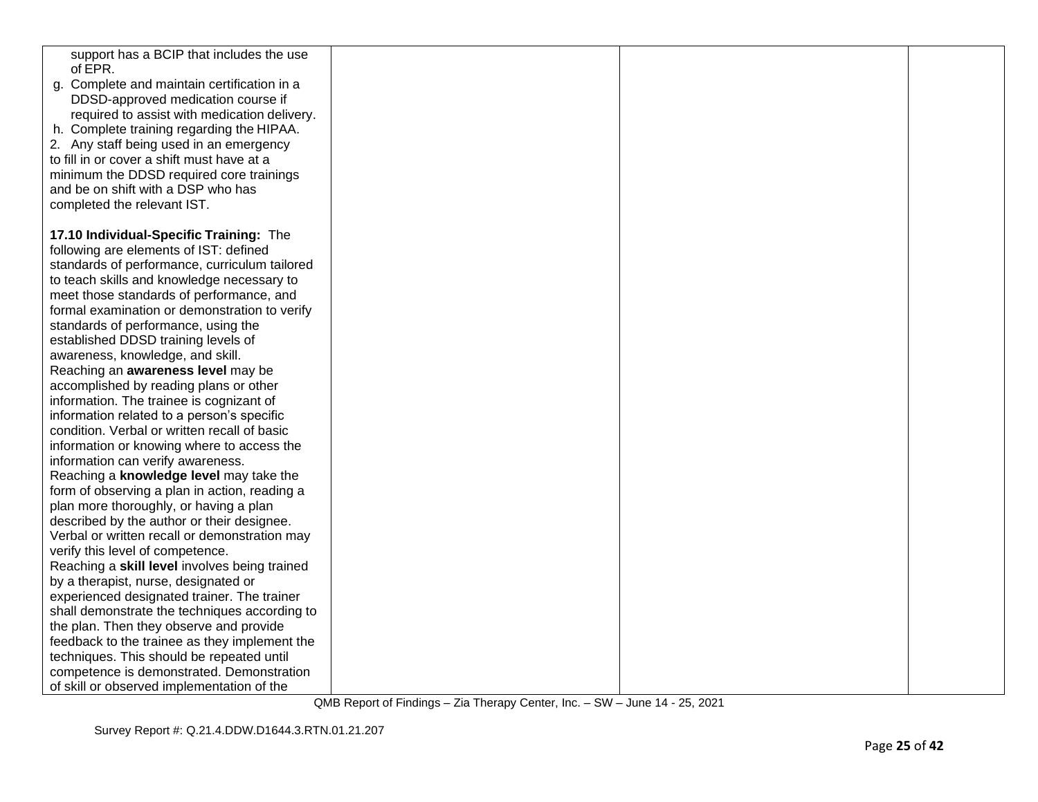| | | | |
|---|---|---|---|
| support has a BCIP that includes the use of EPR.<br>g. Complete and maintain certification in a DDSD-approved medication course if required to assist with medication delivery.<br>h. Complete training regarding the HIPAA.<br>2. Any staff being used in an emergency to fill in or cover a shift must have at a minimum the DDSD required core trainings and be on shift with a DSP who has completed the relevant IST.<br><br>**17.10 Individual-Specific Training:** The following are elements of IST: defined standards of performance, curriculum tailored to teach skills and knowledge necessary to meet those standards of performance, and formal examination or demonstration to verify standards of performance, using the established DDSD training levels of awareness, knowledge, and skill.<br>Reaching an **awareness level** may be accomplished by reading plans or other information. The trainee is cognizant of information related to a person's specific condition. Verbal or written recall of basic information or knowing where to access the information can verify awareness.<br>Reaching a **knowledge level** may take the form of observing a plan in action, reading a plan more thoroughly, or having a plan described by the author or their designee. Verbal or written recall or demonstration may verify this level of competence.<br>Reaching a **skill level** involves being trained by a therapist, nurse, designated or experienced designated trainer. The trainer shall demonstrate the techniques according to the plan. Then they observe and provide feedback to the trainee as they implement the techniques. This should be repeated until competence is demonstrated. Demonstration of skill or observed implementation of the | | | |

QMB Report of Findings – Zia Therapy Center, Inc. – SW – June 14 - 25, 2021

Survey Report #: Q.21.4.DDW.D1644.3.RTN.01.21.207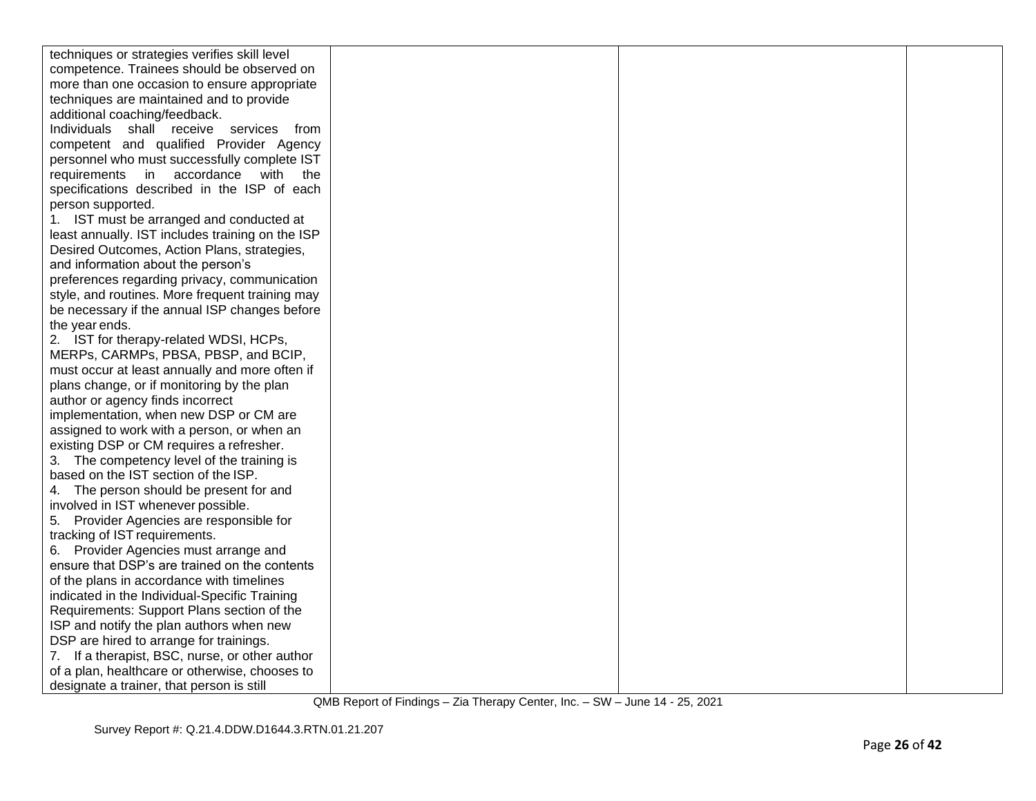| | | | |
|---|---|---|---|
| techniques or strategies verifies skill level competence. Trainees should be observed on more than one occasion to ensure appropriate techniques are maintained and to provide additional coaching/feedback.<br>Individuals shall receive services from competent and qualified Provider Agency personnel who must successfully complete IST requirements in accordance with the specifications described in the ISP of each person supported.<br>1. IST must be arranged and conducted at least annually. IST includes training on the ISP Desired Outcomes, Action Plans, strategies, and information about the person's preferences regarding privacy, communication style, and routines. More frequent training may be necessary if the annual ISP changes before the year ends.<br>2. IST for therapy-related WDSI, HCPs, MERPs, CARMPs, PBSA, PBSP, and BCIP, must occur at least annually and more often if plans change, or if monitoring by the plan author or agency finds incorrect implementation, when new DSP or CM are assigned to work with a person, or when an existing DSP or CM requires a refresher.<br>3. The competency level of the training is based on the IST section of the ISP.<br>4. The person should be present for and involved in IST whenever possible.<br>5. Provider Agencies are responsible for tracking of IST requirements.<br>6. Provider Agencies must arrange and ensure that DSP's are trained on the contents of the plans in accordance with timelines indicated in the Individual-Specific Training Requirements: Support Plans section of the ISP and notify the plan authors when new DSP are hired to arrange for trainings.<br>7. If a therapist, BSC, nurse, or other author of a plan, healthcare or otherwise, chooses to designate a trainer, that person is still | | | |

QMB Report of Findings – Zia Therapy Center, Inc. – SW – June 14 - 25, 2021

Survey Report #: Q.21.4.DDW.D1644.3.RTN.01.21.207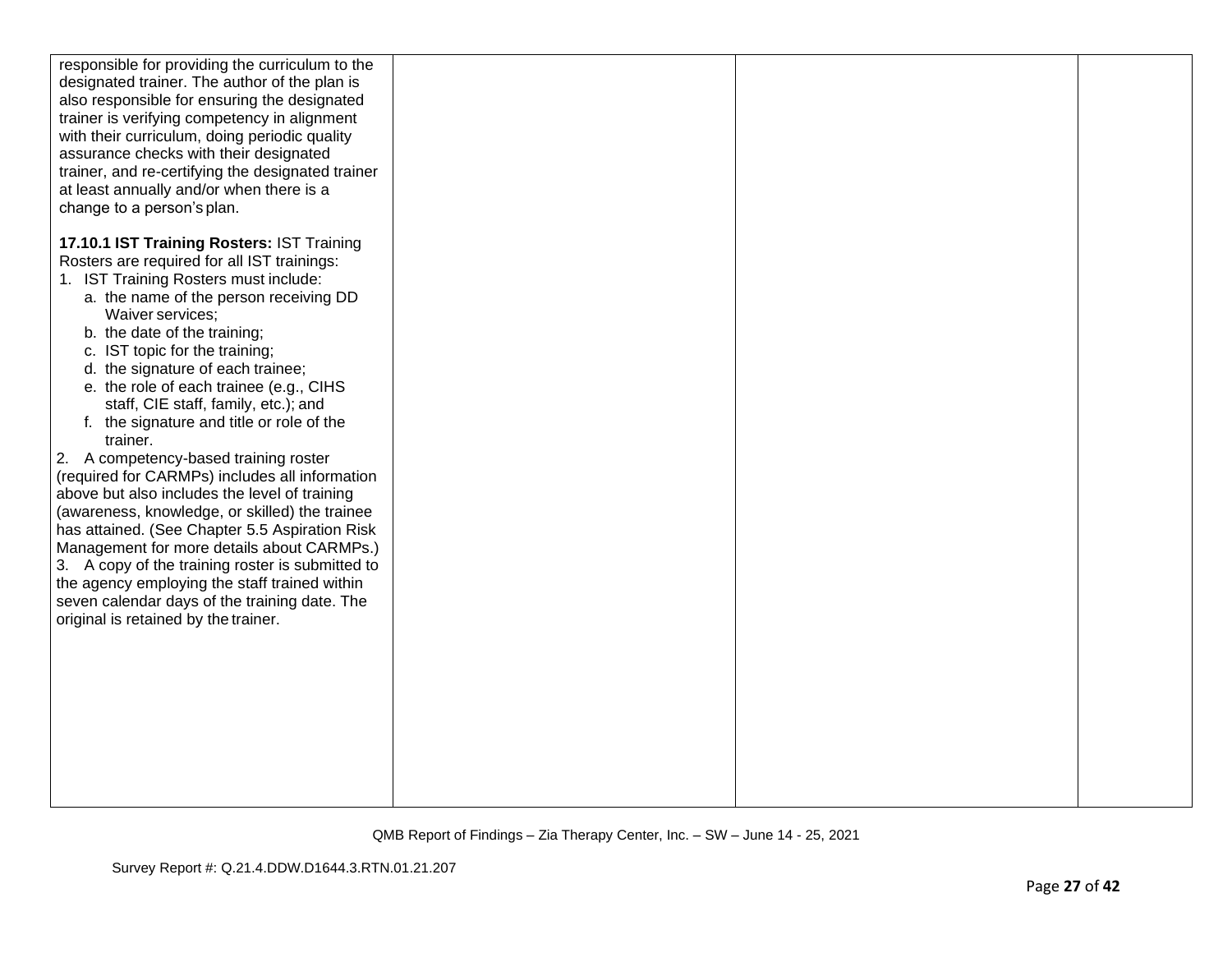| | | | |
|---|---|---|---|
| responsible for providing the curriculum to the designated trainer. The author of the plan is also responsible for ensuring the designated trainer is verifying competency in alignment with their curriculum, doing periodic quality assurance checks with their designated trainer, and re-certifying the designated trainer at least annually and/or when there is a change to a person's plan.<br><br>**17.10.1 IST Training Rosters:** IST Training Rosters are required for all IST trainings:<br>1. IST Training Rosters must include:<br>a. the name of the person receiving DD Waiver services;<br>b. the date of the training;<br>c. IST topic for the training;<br>d. the signature of each trainee;<br>e. the role of each trainee (e.g., CIHS staff, CIE staff, family, etc.); and<br>f. the signature and title or role of the trainer.<br>2. A competency-based training roster (required for CARMPs) includes all information above but also includes the level of training (awareness, knowledge, or skilled) the trainee has attained. (See Chapter 5.5 Aspiration Risk Management for more details about CARMPs.)<br>3. A copy of the training roster is submitted to the agency employing the staff trained within seven calendar days of the training date. The original is retained by the trainer. | | | |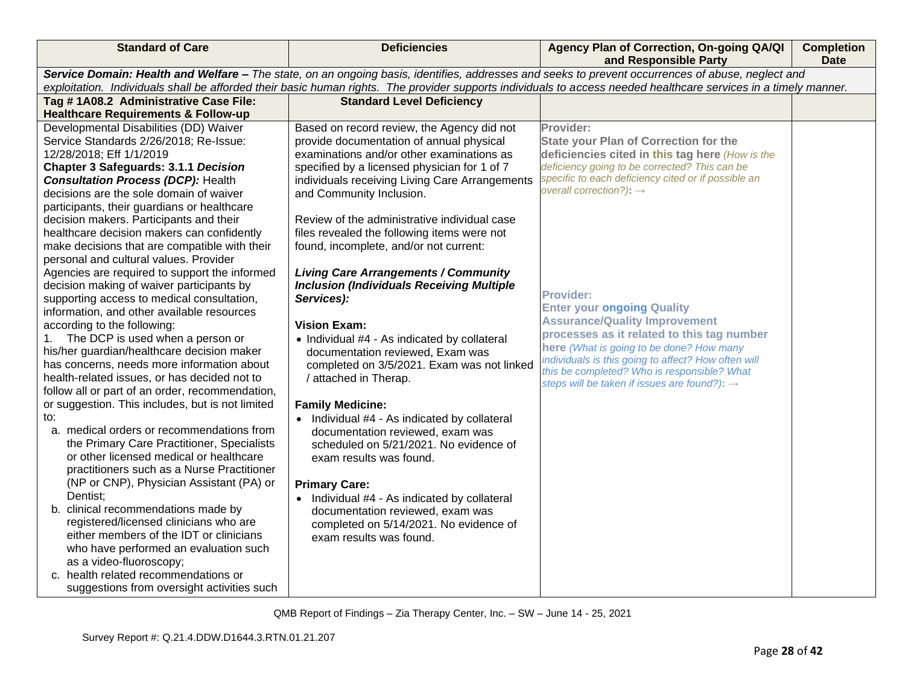| Standard of Care | Deficiencies | Agency Plan of Correction, On-going QA/QI and Responsible Party | Completion Date |
|---|---|---|---|
| ***Service Domain: Health and Welfare –*** *The state, on an ongoing basis, identifies, addresses and seeks to prevent occurrences of abuse, neglect and exploitation. Individuals shall be afforded their basic human rights. The provider supports individuals to access needed healthcare services in a timely manner.* | | | |
| **Tag # 1A08.2 Administrative Case File: Healthcare Requirements & Follow-up** | **Standard Level Deficiency** | | |
| Developmental Disabilities (DD) Waiver Service Standards 2/26/2018; Re-Issue: 12/28/2018; Eff 1/1/2019<br>**Chapter 3 Safeguards: 3.1.1 *Decision Consultation Process (DCP):*** Health decisions are the sole domain of waiver participants, their guardians or healthcare decision makers. Participants and their healthcare decision makers can confidently make decisions that are compatible with their personal and cultural values. Provider Agencies are required to support the informed decision making of waiver participants by supporting access to medical consultation, information, and other available resources according to the following:<br>1. The DCP is used when a person or his/her guardian/healthcare decision maker has concerns, needs more information about health-related issues, or has decided not to follow all or part of an order, recommendation, or suggestion. This includes, but is not limited to:<br>a. medical orders or recommendations from the Primary Care Practitioner, Specialists or other licensed medical or healthcare practitioners such as a Nurse Practitioner (NP or CNP), Physician Assistant (PA) or Dentist;<br>b. clinical recommendations made by registered/licensed clinicians who are either members of the IDT or clinicians who have performed an evaluation such as a video-fluoroscopy;<br>c. health related recommendations or suggestions from oversight activities such | Based on record review, the Agency did not provide documentation of annual physical examinations and/or other examinations as specified by a licensed physician for 1 of 7 individuals receiving Living Care Arrangements and Community Inclusion.<br><br>Review of the administrative individual case files revealed the following items were not found, incomplete, and/or not current:<br><br>***Living Care Arrangements / Community Inclusion (Individuals Receiving Multiple Services):***<br><br>**Vision Exam:**<br>• Individual #4 - As indicated by collateral documentation reviewed, Exam was completed on 3/5/2021. Exam was not linked / attached in Therap.<br><br>**Family Medicine:**<br>• Individual #4 - As indicated by collateral documentation reviewed, exam was scheduled on 5/21/2021. No evidence of exam results was found.<br><br>**Primary Care:**<br>• Individual #4 - As indicated by collateral documentation reviewed, exam was completed on 5/14/2021. No evidence of exam results was found. | **Provider:**<br>**State your Plan of Correction for the deficiencies cited in this tag here** *(How is the deficiency going to be corrected? This can be specific to each deficiency cited or if possible an overall correction?)*: →<br><br>**Provider:**<br>**Enter your ongoing Quality Assurance/Quality Improvement processes as it related to this tag number here** *(What is going to be done? How many individuals is this going to affect? How often will this be completed? Who is responsible? What steps will be taken if issues are found?)*: → | |

QMB Report of Findings – Zia Therapy Center, Inc. – SW – June 14 - 25, 2021

Survey Report #: Q.21.4.DDW.D1644.3.RTN.01.21.207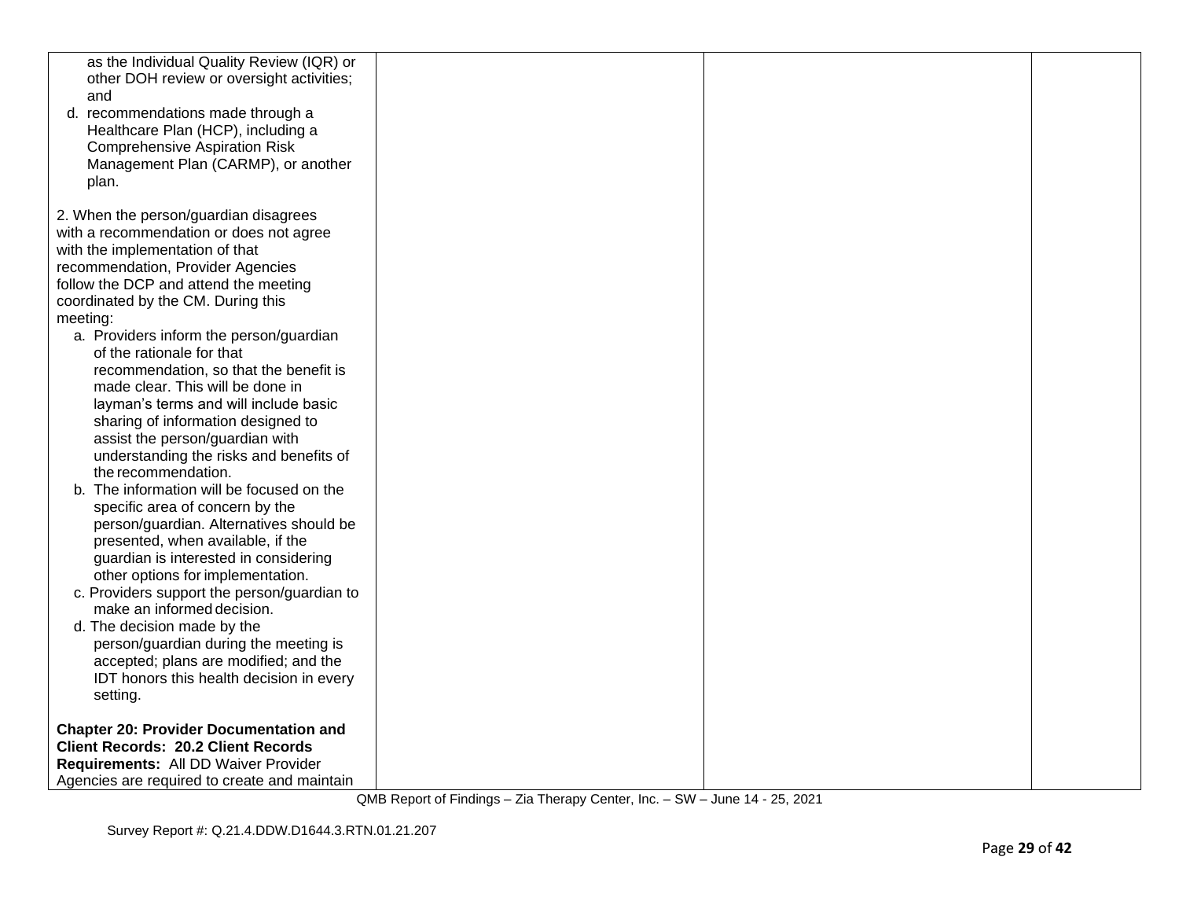| | | | |
|---|---|---|---|
| as the Individual Quality Review (IQR) or other DOH review or oversight activities; and<br>d. recommendations made through a Healthcare Plan (HCP), including a Comprehensive Aspiration Risk Management Plan (CARMP), or another plan.<br><br>2. When the person/guardian disagrees with a recommendation or does not agree with the implementation of that recommendation, Provider Agencies follow the DCP and attend the meeting coordinated by the CM. During this meeting:<br>a. Providers inform the person/guardian of the rationale for that recommendation, so that the benefit is made clear. This will be done in layman's terms and will include basic sharing of information designed to assist the person/guardian with understanding the risks and benefits of the recommendation.<br>b. The information will be focused on the specific area of concern by the person/guardian. Alternatives should be presented, when available, if the guardian is interested in considering other options for implementation.<br>c. Providers support the person/guardian to make an informed decision.<br>d. The decision made by the person/guardian during the meeting is accepted; plans are modified; and the IDT honors this health decision in every setting.<br><br>**Chapter 20: Provider Documentation and Client Records: 20.2 Client Records Requirements:** All DD Waiver Provider Agencies are required to create and maintain | | | |

QMB Report of Findings – Zia Therapy Center, Inc. – SW – June 14 - 25, 2021

Survey Report #: Q.21.4.DDW.D1644.3.RTN.01.21.207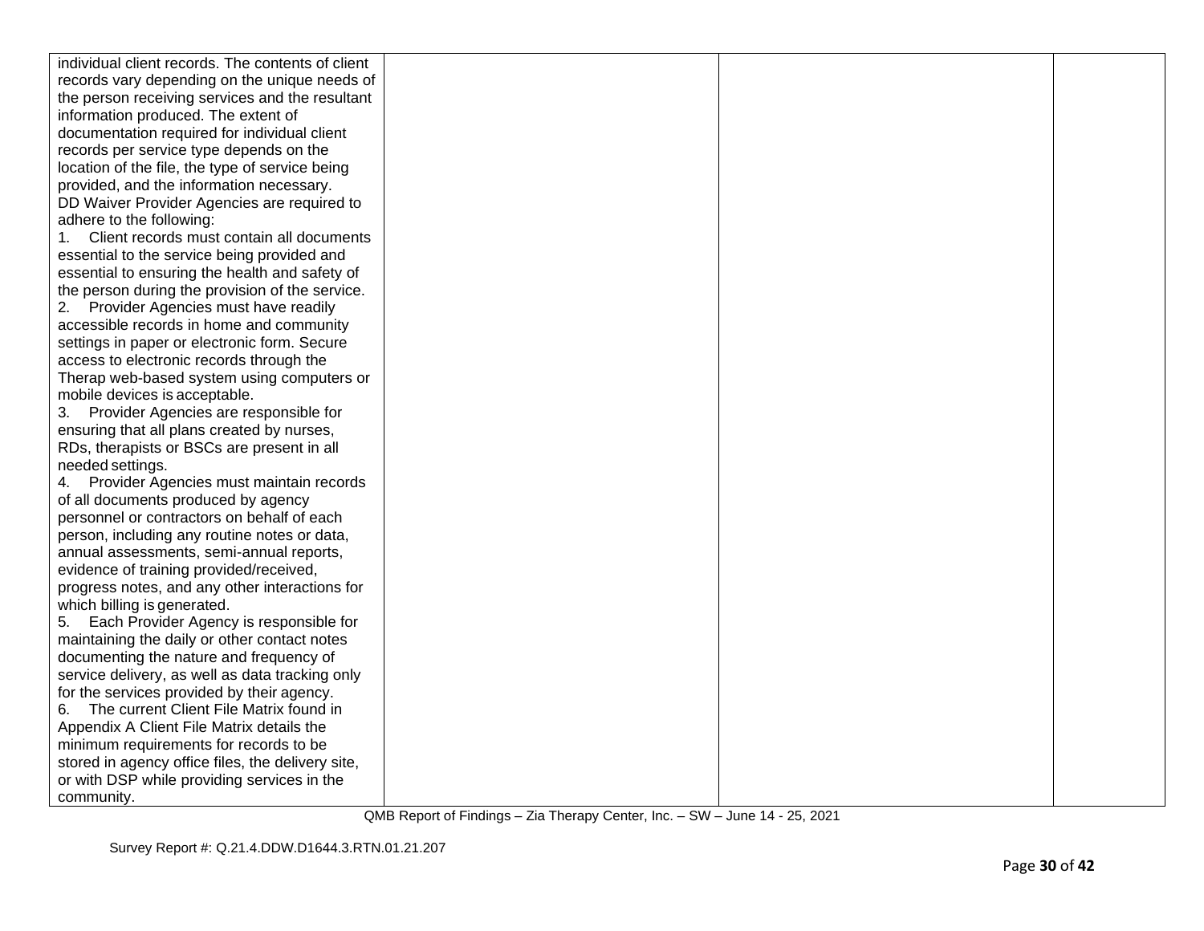| | | | |
|---|---|---|---|
| individual client records. The contents of client records vary depending on the unique needs of the person receiving services and the resultant information produced. The extent of documentation required for individual client records per service type depends on the location of the file, the type of service being provided, and the information necessary.<br>DD Waiver Provider Agencies are required to adhere to the following:<br>1. Client records must contain all documents essential to the service being provided and essential to ensuring the health and safety of the person during the provision of the service.<br>2. Provider Agencies must have readily accessible records in home and community settings in paper or electronic form. Secure access to electronic records through the Therap web-based system using computers or mobile devices is acceptable.<br>3. Provider Agencies are responsible for ensuring that all plans created by nurses, RDs, therapists or BSCs are present in all needed settings.<br>4. Provider Agencies must maintain records of all documents produced by agency personnel or contractors on behalf of each person, including any routine notes or data, annual assessments, semi-annual reports, evidence of training provided/received, progress notes, and any other interactions for which billing is generated.<br>5. Each Provider Agency is responsible for maintaining the daily or other contact notes documenting the nature and frequency of service delivery, as well as data tracking only for the services provided by their agency.<br>6. The current Client File Matrix found in Appendix A Client File Matrix details the minimum requirements for records to be stored in agency office files, the delivery site, or with DSP while providing services in the community. | | | |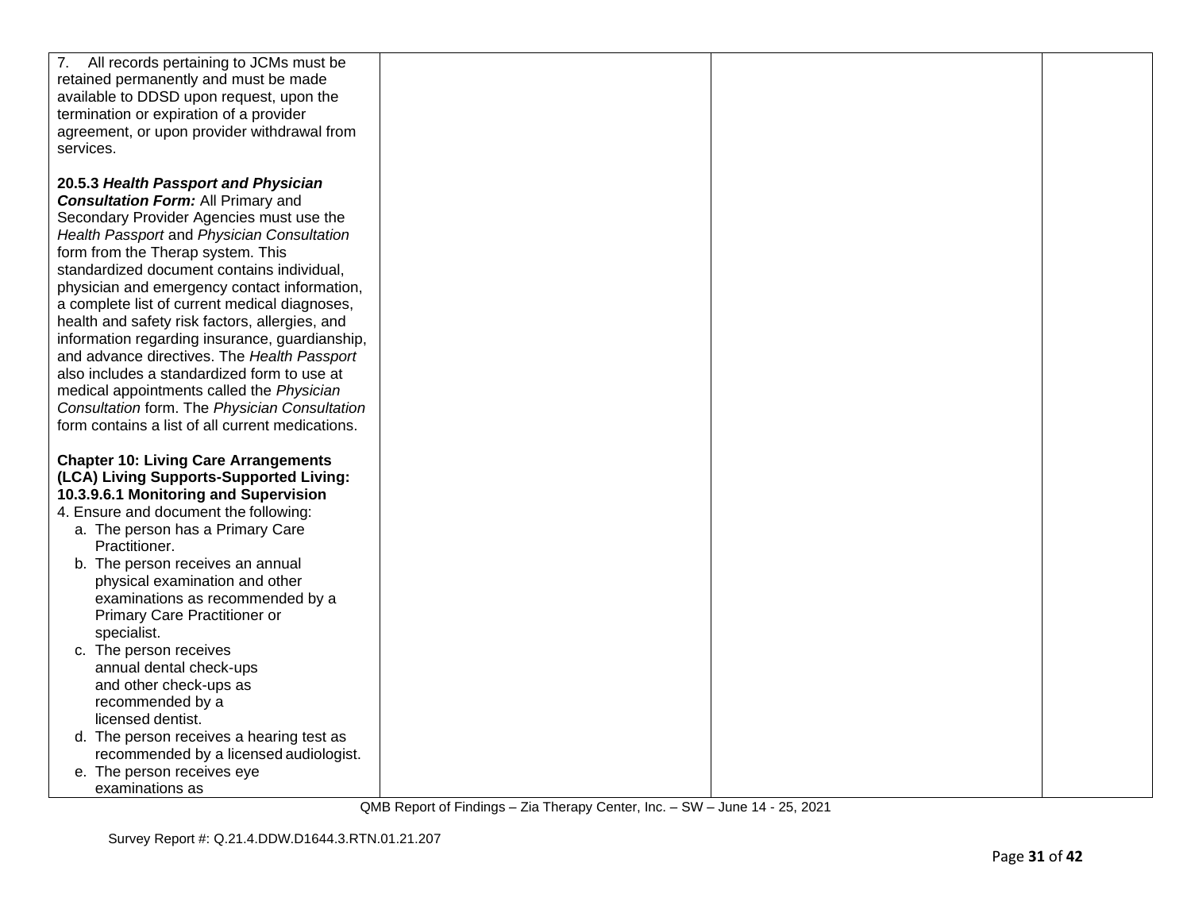| | | | |
|---|---|---|---|
| 7. All records pertaining to JCMs must be retained permanently and must be made available to DDSD upon request, upon the termination or expiration of a provider agreement, or upon provider withdrawal from services.<br><br>**20.5.3 *Health Passport and Physician Consultation Form:*** All Primary and Secondary Provider Agencies must use the *Health Passport* and *Physician Consultation* form from the Therap system. This standardized document contains individual, physician and emergency contact information, a complete list of current medical diagnoses, health and safety risk factors, allergies, and information regarding insurance, guardianship, and advance directives. The *Health Passport* also includes a standardized form to use at medical appointments called the *Physician Consultation* form. The *Physician Consultation* form contains a list of all current medications.<br><br>**Chapter 10: Living Care Arrangements (LCA) Living Supports-Supported Living: 10.3.9.6.1 Monitoring and Supervision**<br>4. Ensure and document the following:<br>a. The person has a Primary Care Practitioner.<br>b. The person receives an annual physical examination and other examinations as recommended by a Primary Care Practitioner or specialist.<br>c. The person receives annual dental check-ups and other check-ups as recommended by a licensed dentist.<br>d. The person receives a hearing test as recommended by a licensed audiologist.<br>e. The person receives eye examinations as | | | |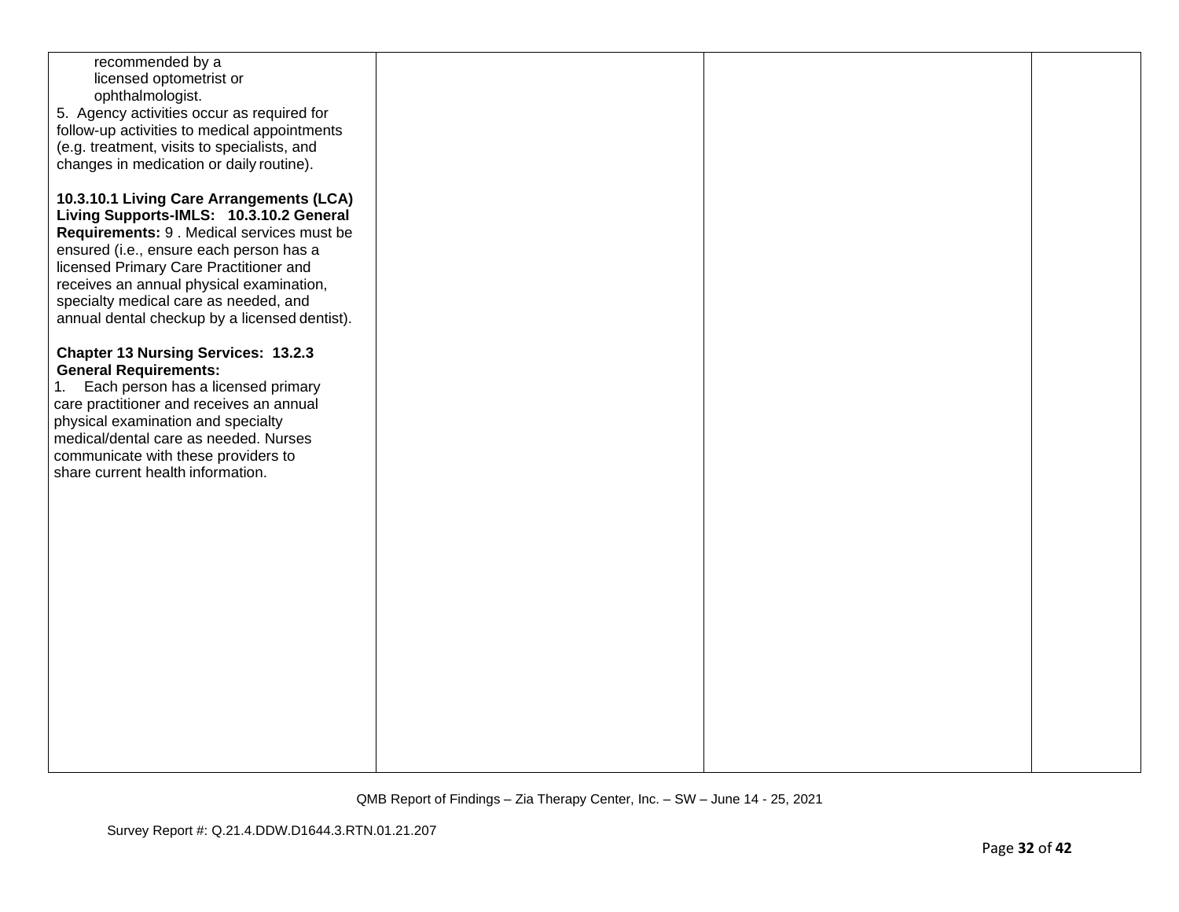| | | | |
|---|---|---|---|
| recommended by a licensed optometrist or ophthalmologist.<br>5. Agency activities occur as required for follow-up activities to medical appointments (e.g. treatment, visits to specialists, and changes in medication or daily routine).<br><br>**10.3.10.1 Living Care Arrangements (LCA) Living Supports-IMLS: 10.3.10.2 General Requirements:** 9 . Medical services must be ensured (i.e., ensure each person has a licensed Primary Care Practitioner and receives an annual physical examination, specialty medical care as needed, and annual dental checkup by a licensed dentist).<br><br>**Chapter 13 Nursing Services: 13.2.3 General Requirements:**<br>1. Each person has a licensed primary care practitioner and receives an annual physical examination and specialty medical/dental care as needed. Nurses communicate with these providers to share current health information. | | | |

QMB Report of Findings – Zia Therapy Center, Inc. – SW – June 14 - 25, 2021

Survey Report #: Q.21.4.DDW.D1644.3.RTN.01.21.207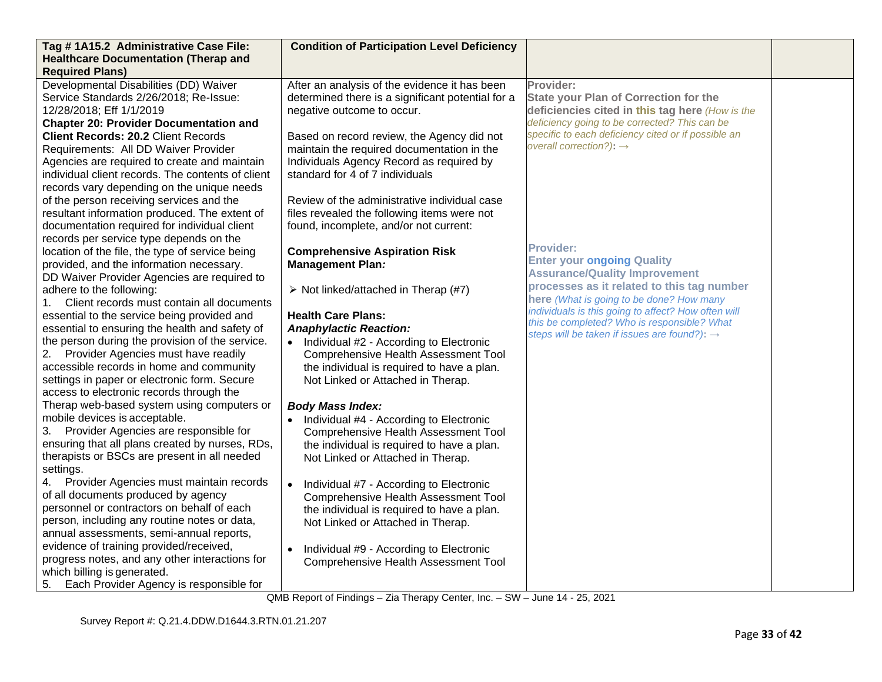| Tag # 1A15.2 Administrative Case File: Healthcare Documentation (Therap and Required Plans) | Condition of Participation Level Deficiency | | |
|---|---|---|---|
| Developmental Disabilities (DD) Waiver Service Standards 2/26/2018; Re-Issue: 12/28/2018; Eff 1/1/2019<br>**Chapter 20: Provider Documentation and Client Records: 20.2** Client Records Requirements: All DD Waiver Provider Agencies are required to create and maintain individual client records. The contents of client records vary depending on the unique needs of the person receiving services and the resultant information produced. The extent of documentation required for individual client records per service type depends on the location of the file, the type of service being provided, and the information necessary.<br>DD Waiver Provider Agencies are required to adhere to the following:<br>1. Client records must contain all documents essential to the service being provided and essential to ensuring the health and safety of the person during the provision of the service.<br>2. Provider Agencies must have readily accessible records in home and community settings in paper or electronic form. Secure access to electronic records through the Therap web-based system using computers or mobile devices is acceptable.<br>3. Provider Agencies are responsible for ensuring that all plans created by nurses, RDs, therapists or BSCs are present in all needed settings.<br>4. Provider Agencies must maintain records of all documents produced by agency personnel or contractors on behalf of each person, including any routine notes or data, annual assessments, semi-annual reports, evidence of training provided/received, progress notes, and any other interactions for which billing is generated.<br>5. Each Provider Agency is responsible for | After an analysis of the evidence it has been determined there is a significant potential for a negative outcome to occur.<br><br>Based on record review, the Agency did not maintain the required documentation in the Individuals Agency Record as required by standard for 4 of 7 individuals<br><br>Review of the administrative individual case files revealed the following items were not found, incomplete, and/or not current:<br><br>**Comprehensive Aspiration Risk Management Plan*:***<br><br>➢ Not linked/attached in Therap (#7)<br><br>**Health Care Plans:**<br>***Anaphylactic Reaction:***<br>• Individual #2 - According to Electronic Comprehensive Health Assessment Tool the individual is required to have a plan. Not Linked or Attached in Therap.<br><br>***Body Mass Index:***<br>• Individual #4 - According to Electronic Comprehensive Health Assessment Tool the individual is required to have a plan. Not Linked or Attached in Therap.<br><br>• Individual #7 - According to Electronic Comprehensive Health Assessment Tool the individual is required to have a plan. Not Linked or Attached in Therap.<br><br>• Individual #9 - According to Electronic Comprehensive Health Assessment Tool | **Provider:**<br>**State your Plan of Correction for the deficiencies cited in this tag here** *(How is the deficiency going to be corrected? This can be specific to each deficiency cited or if possible an overall correction?)*: →<br><br>**Provider:**<br>**Enter your ongoing Quality Assurance/Quality Improvement processes as it related to this tag number here** *(What is going to be done? How many individuals is this going to affect? How often will this be completed? Who is responsible? What steps will be taken if issues are found?)*: → | |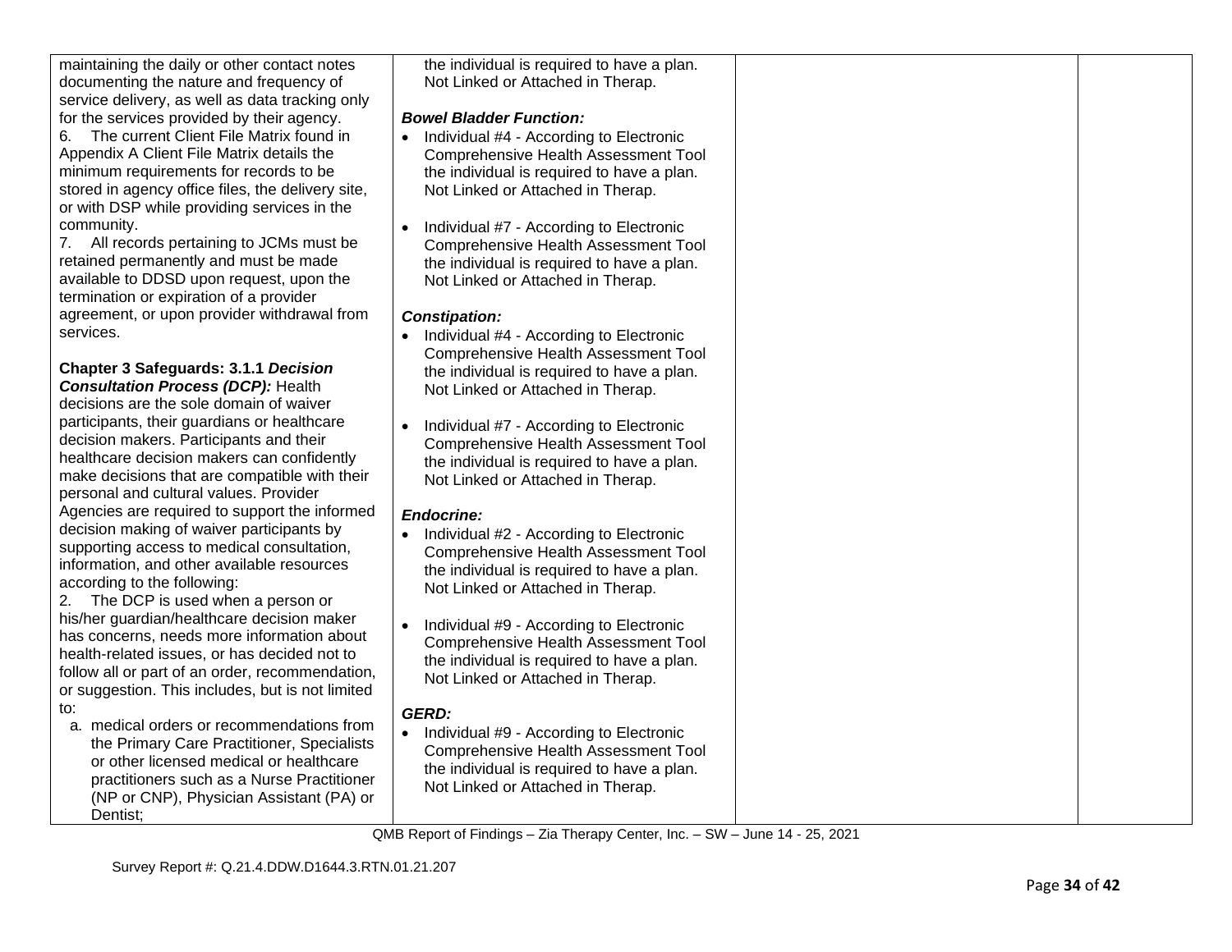| | | | |
|---|---|---|---|
| maintaining the daily or other contact notes documenting the nature and frequency of service delivery, as well as data tracking only for the services provided by their agency.<br>6. The current Client File Matrix found in Appendix A Client File Matrix details the minimum requirements for records to be stored in agency office files, the delivery site, or with DSP while providing services in the community.<br>7. All records pertaining to JCMs must be retained permanently and must be made available to DDSD upon request, upon the termination or expiration of a provider agreement, or upon provider withdrawal from services.<br><br>**Chapter 3 Safeguards: 3.1.1 *Decision Consultation Process (DCP):*** Health decisions are the sole domain of waiver participants, their guardians or healthcare decision makers. Participants and their healthcare decision makers can confidently make decisions that are compatible with their personal and cultural values. Provider Agencies are required to support the informed decision making of waiver participants by supporting access to medical consultation, information, and other available resources according to the following:<br>2. The DCP is used when a person or his/her guardian/healthcare decision maker has concerns, needs more information about health-related issues, or has decided not to follow all or part of an order, recommendation, or suggestion. This includes, but is not limited to:<br>a. medical orders or recommendations from the Primary Care Practitioner, Specialists or other licensed medical or healthcare practitioners such as a Nurse Practitioner (NP or CNP), Physician Assistant (PA) or Dentist; | the individual is required to have a plan. Not Linked or Attached in Therap.<br><br>***Bowel Bladder Function:***<br>• Individual #4 - According to Electronic Comprehensive Health Assessment Tool the individual is required to have a plan. Not Linked or Attached in Therap.<br><br>• Individual #7 - According to Electronic Comprehensive Health Assessment Tool the individual is required to have a plan. Not Linked or Attached in Therap.<br><br>***Constipation:***<br>• Individual #4 - According to Electronic Comprehensive Health Assessment Tool the individual is required to have a plan. Not Linked or Attached in Therap.<br><br>• Individual #7 - According to Electronic Comprehensive Health Assessment Tool the individual is required to have a plan. Not Linked or Attached in Therap.<br><br>***Endocrine:***<br>• Individual #2 - According to Electronic Comprehensive Health Assessment Tool the individual is required to have a plan. Not Linked or Attached in Therap.<br><br>• Individual #9 - According to Electronic Comprehensive Health Assessment Tool the individual is required to have a plan. Not Linked or Attached in Therap.<br><br>***GERD:***<br>• Individual #9 - According to Electronic Comprehensive Health Assessment Tool the individual is required to have a plan. Not Linked or Attached in Therap. | | |

QMB Report of Findings – Zia Therapy Center, Inc. – SW – June 14 - 25, 2021

Survey Report #: Q.21.4.DDW.D1644.3.RTN.01.21.207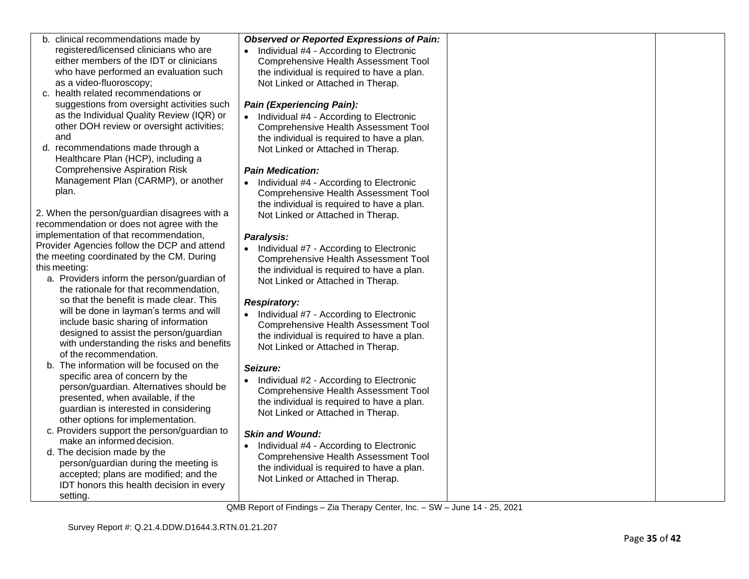| | | | |
|---|---|---|---|
| b. clinical recommendations made by registered/licensed clinicians who are either members of the IDT or clinicians who have performed an evaluation such as a video-fluoroscopy;<br>c. health related recommendations or suggestions from oversight activities such as the Individual Quality Review (IQR) or other DOH review or oversight activities; and<br>d. recommendations made through a Healthcare Plan (HCP), including a Comprehensive Aspiration Risk Management Plan (CARMP), or another plan.<br><br>2. When the person/guardian disagrees with a recommendation or does not agree with the implementation of that recommendation, Provider Agencies follow the DCP and attend the meeting coordinated by the CM. During this meeting:<br>a. Providers inform the person/guardian of the rationale for that recommendation, so that the benefit is made clear. This will be done in layman's terms and will include basic sharing of information designed to assist the person/guardian with understanding the risks and benefits of the recommendation.<br>b. The information will be focused on the specific area of concern by the person/guardian. Alternatives should be presented, when available, if the guardian is interested in considering other options for implementation.<br>c. Providers support the person/guardian to make an informed decision.<br>d. The decision made by the person/guardian during the meeting is accepted; plans are modified; and the IDT honors this health decision in every setting. | ***Observed or Reported Expressions of Pain:***<br>• Individual #4 - According to Electronic Comprehensive Health Assessment Tool the individual is required to have a plan. Not Linked or Attached in Therap.<br><br>***Pain (Experiencing Pain):***<br>• Individual #4 - According to Electronic Comprehensive Health Assessment Tool the individual is required to have a plan. Not Linked or Attached in Therap.<br><br>***Pain Medication:***<br>• Individual #4 - According to Electronic Comprehensive Health Assessment Tool the individual is required to have a plan. Not Linked or Attached in Therap.<br><br>***Paralysis:***<br>• Individual #7 - According to Electronic Comprehensive Health Assessment Tool the individual is required to have a plan. Not Linked or Attached in Therap.<br><br>***Respiratory:***<br>• Individual #7 - According to Electronic Comprehensive Health Assessment Tool the individual is required to have a plan. Not Linked or Attached in Therap.<br><br>***Seizure:***<br>• Individual #2 - According to Electronic Comprehensive Health Assessment Tool the individual is required to have a plan. Not Linked or Attached in Therap.<br><br>***Skin and Wound:***<br>• Individual #4 - According to Electronic Comprehensive Health Assessment Tool the individual is required to have a plan. Not Linked or Attached in Therap. | | |

QMB Report of Findings – Zia Therapy Center, Inc. – SW – June 14 - 25, 2021

Survey Report #: Q.21.4.DDW.D1644.3.RTN.01.21.207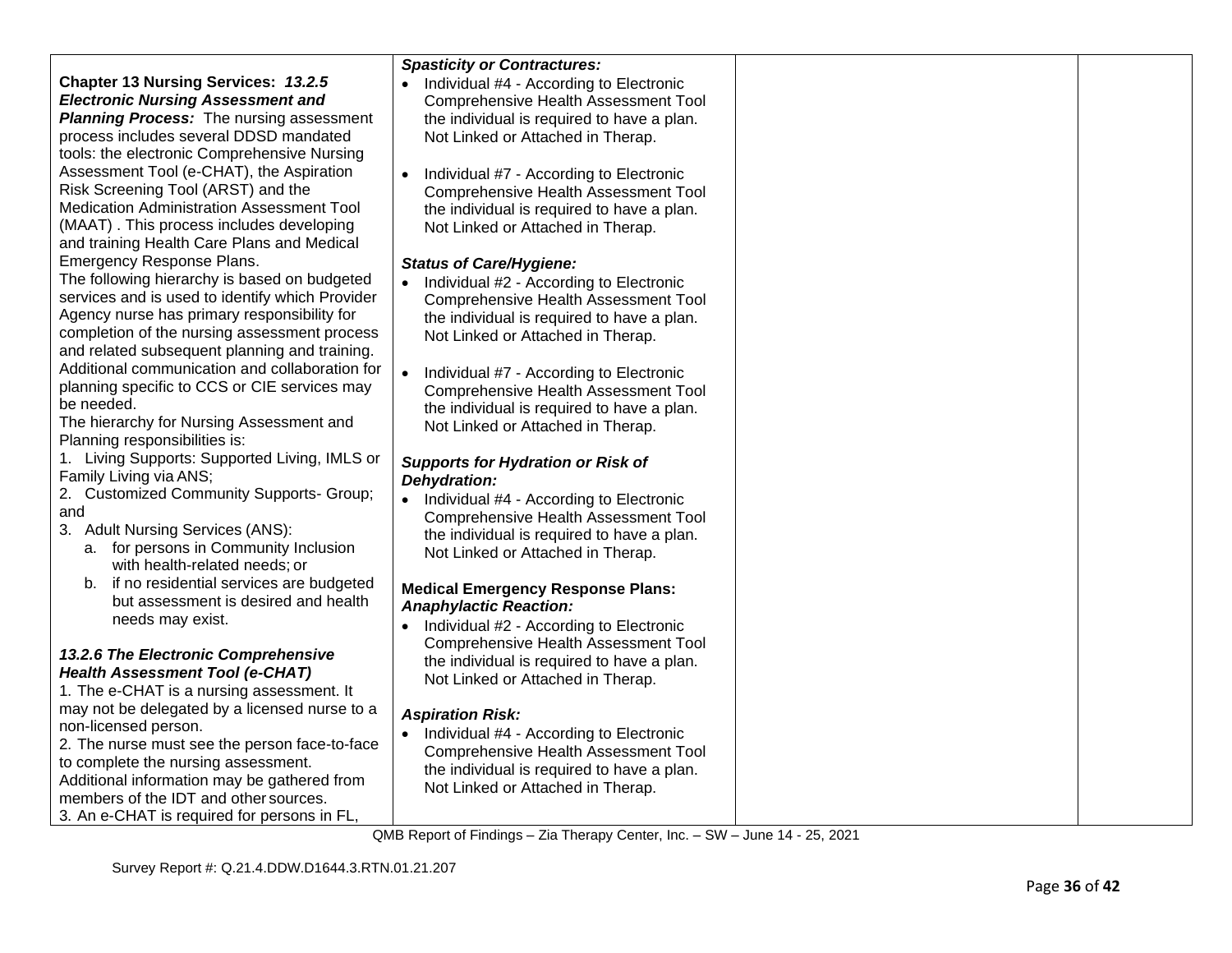| | | | |
|---|---|---|---|
| **Chapter 13 Nursing Services:** ***13.2.5 Electronic Nursing Assessment and Planning Process:*** The nursing assessment process includes several DDSD mandated tools: the electronic Comprehensive Nursing Assessment Tool (e-CHAT), the Aspiration Risk Screening Tool (ARST) and the Medication Administration Assessment Tool (MAAT) . This process includes developing and training Health Care Plans and Medical Emergency Response Plans.<br>The following hierarchy is based on budgeted services and is used to identify which Provider Agency nurse has primary responsibility for completion of the nursing assessment process and related subsequent planning and training. Additional communication and collaboration for planning specific to CCS or CIE services may be needed.<br>The hierarchy for Nursing Assessment and Planning responsibilities is:<br>1. Living Supports: Supported Living, IMLS or Family Living via ANS;<br>2. Customized Community Supports- Group; and<br>3. Adult Nursing Services (ANS):<br>a. for persons in Community Inclusion with health-related needs; or<br>b. if no residential services are budgeted but assessment is desired and health needs may exist.<br><br>***13.2.6 The Electronic Comprehensive Health Assessment Tool (e-CHAT)***<br>1. The e-CHAT is a nursing assessment. It may not be delegated by a licensed nurse to a non-licensed person.<br>2. The nurse must see the person face-to-face to complete the nursing assessment. Additional information may be gathered from members of the IDT and other sources.<br>3. An e-CHAT is required for persons in FL, | ***Spasticity or Contractures:***<br>• Individual #4 - According to Electronic Comprehensive Health Assessment Tool the individual is required to have a plan. Not Linked or Attached in Therap.<br><br>• Individual #7 - According to Electronic Comprehensive Health Assessment Tool the individual is required to have a plan. Not Linked or Attached in Therap.<br><br>***Status of Care/Hygiene:***<br>• Individual #2 - According to Electronic Comprehensive Health Assessment Tool the individual is required to have a plan. Not Linked or Attached in Therap.<br><br>• Individual #7 - According to Electronic Comprehensive Health Assessment Tool the individual is required to have a plan. Not Linked or Attached in Therap.<br><br>***Supports for Hydration or Risk of Dehydration:***<br>• Individual #4 - According to Electronic Comprehensive Health Assessment Tool the individual is required to have a plan. Not Linked or Attached in Therap.<br><br>**Medical Emergency Response Plans:**<br>***Anaphylactic Reaction:***<br>• Individual #2 - According to Electronic Comprehensive Health Assessment Tool the individual is required to have a plan. Not Linked or Attached in Therap.<br><br>***Aspiration Risk:***<br>• Individual #4 - According to Electronic Comprehensive Health Assessment Tool the individual is required to have a plan. Not Linked or Attached in Therap. | | |

QMB Report of Findings – Zia Therapy Center, Inc. – SW – June 14 - 25, 2021

Survey Report #: Q.21.4.DDW.D1644.3.RTN.01.21.207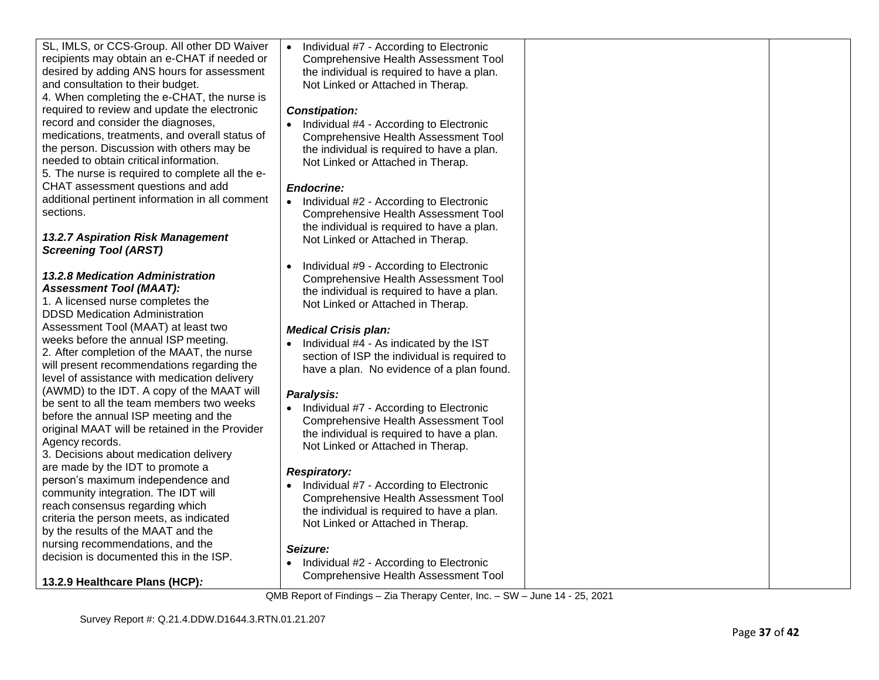| | | | |
|---|---|---|---|
| SL, IMLS, or CCS-Group. All other DD Waiver recipients may obtain an e-CHAT if needed or desired by adding ANS hours for assessment and consultation to their budget.<br>4. When completing the e-CHAT, the nurse is required to review and update the electronic record and consider the diagnoses, medications, treatments, and overall status of the person. Discussion with others may be needed to obtain critical information.<br>5. The nurse is required to complete all the e-CHAT assessment questions and add additional pertinent information in all comment sections.<br><br>***13.2.7 Aspiration Risk Management Screening Tool (ARST)***<br><br>***13.2.8 Medication Administration Assessment Tool (MAAT):***<br>1. A licensed nurse completes the DDSD Medication Administration Assessment Tool (MAAT) at least two weeks before the annual ISP meeting.<br>2. After completion of the MAAT, the nurse will present recommendations regarding the level of assistance with medication delivery (AWMD) to the IDT. A copy of the MAAT will be sent to all the team members two weeks before the annual ISP meeting and the original MAAT will be retained in the Provider Agency records.<br>3. Decisions about medication delivery are made by the IDT to promote a person's maximum independence and community integration. The IDT will reach consensus regarding which criteria the person meets, as indicated by the results of the MAAT and the nursing recommendations, and the decision is documented this in the ISP.<br><br>**13.2.9 Healthcare Plans (HCP)*:*** | • Individual #7 - According to Electronic Comprehensive Health Assessment Tool the individual is required to have a plan. Not Linked or Attached in Therap.<br><br>***Constipation:***<br>• Individual #4 - According to Electronic Comprehensive Health Assessment Tool the individual is required to have a plan. Not Linked or Attached in Therap.<br><br>***Endocrine:***<br>• Individual #2 - According to Electronic Comprehensive Health Assessment Tool the individual is required to have a plan. Not Linked or Attached in Therap.<br><br>• Individual #9 - According to Electronic Comprehensive Health Assessment Tool the individual is required to have a plan. Not Linked or Attached in Therap.<br><br>***Medical Crisis plan:***<br>• Individual #4 - As indicated by the IST section of ISP the individual is required to have a plan. No evidence of a plan found.<br><br>***Paralysis:***<br>• Individual #7 - According to Electronic Comprehensive Health Assessment Tool the individual is required to have a plan. Not Linked or Attached in Therap.<br><br>***Respiratory:***<br>• Individual #7 - According to Electronic Comprehensive Health Assessment Tool the individual is required to have a plan. Not Linked or Attached in Therap.<br><br>***Seizure:***<br>• Individual #2 - According to Electronic Comprehensive Health Assessment Tool | | |

QMB Report of Findings – Zia Therapy Center, Inc. – SW – June 14 - 25, 2021

Survey Report #: Q.21.4.DDW.D1644.3.RTN.01.21.207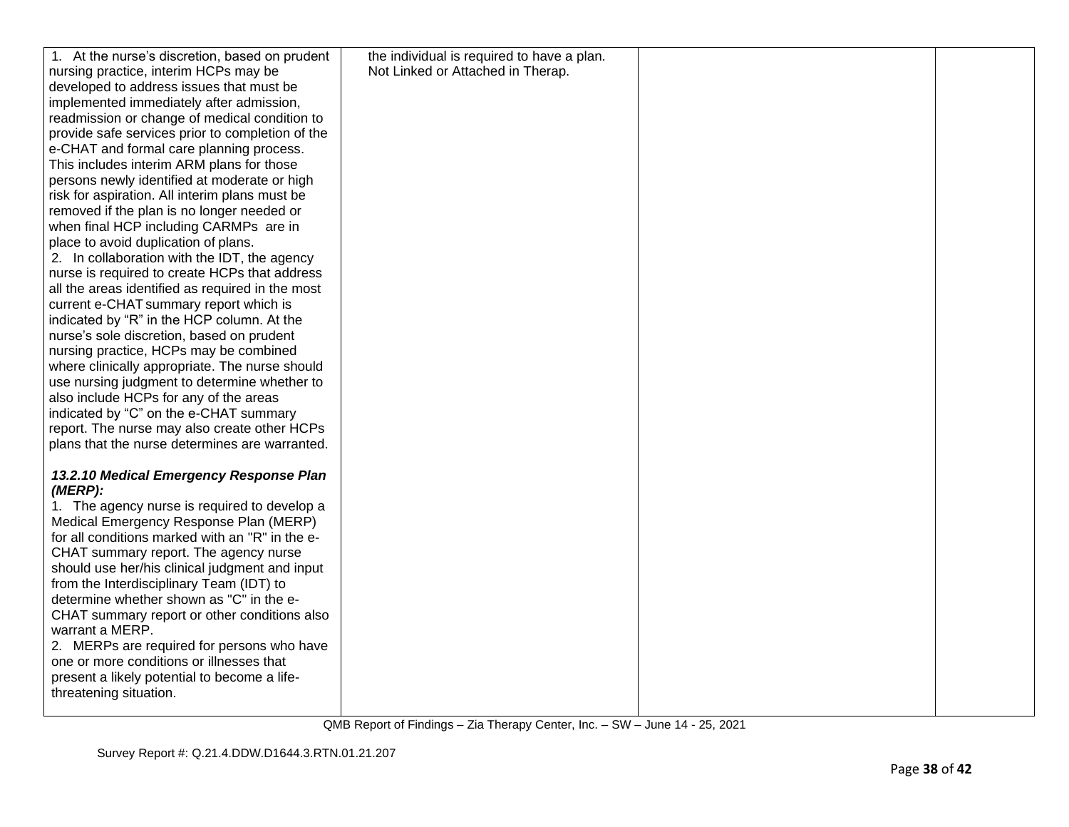| | | | |
|---|---|---|---|
| 1. At the nurse's discretion, based on prudent nursing practice, interim HCPs may be developed to address issues that must be implemented immediately after admission, readmission or change of medical condition to provide safe services prior to completion of the e-CHAT and formal care planning process. This includes interim ARM plans for those persons newly identified at moderate or high risk for aspiration. All interim plans must be removed if the plan is no longer needed or when final HCP including CARMPs are in place to avoid duplication of plans.<br>2. In collaboration with the IDT, the agency nurse is required to create HCPs that address all the areas identified as required in the most current e-CHAT summary report which is indicated by "R" in the HCP column. At the nurse's sole discretion, based on prudent nursing practice, HCPs may be combined where clinically appropriate. The nurse should use nursing judgment to determine whether to also include HCPs for any of the areas indicated by "C" on the e-CHAT summary report. The nurse may also create other HCPs plans that the nurse determines are warranted.<br><br>***13.2.10 Medical Emergency Response Plan (MERP):***<br>1. The agency nurse is required to develop a Medical Emergency Response Plan (MERP) for all conditions marked with an "R" in the e-CHAT summary report. The agency nurse should use her/his clinical judgment and input from the Interdisciplinary Team (IDT) to determine whether shown as "C" in the e-CHAT summary report or other conditions also warrant a MERP.<br>2. MERPs are required for persons who have one or more conditions or illnesses that present a likely potential to become a life-threatening situation. | the individual is required to have a plan. Not Linked or Attached in Therap. | | |

QMB Report of Findings – Zia Therapy Center, Inc. – SW – June 14 - 25, 2021

Survey Report #: Q.21.4.DDW.D1644.3.RTN.01.21.207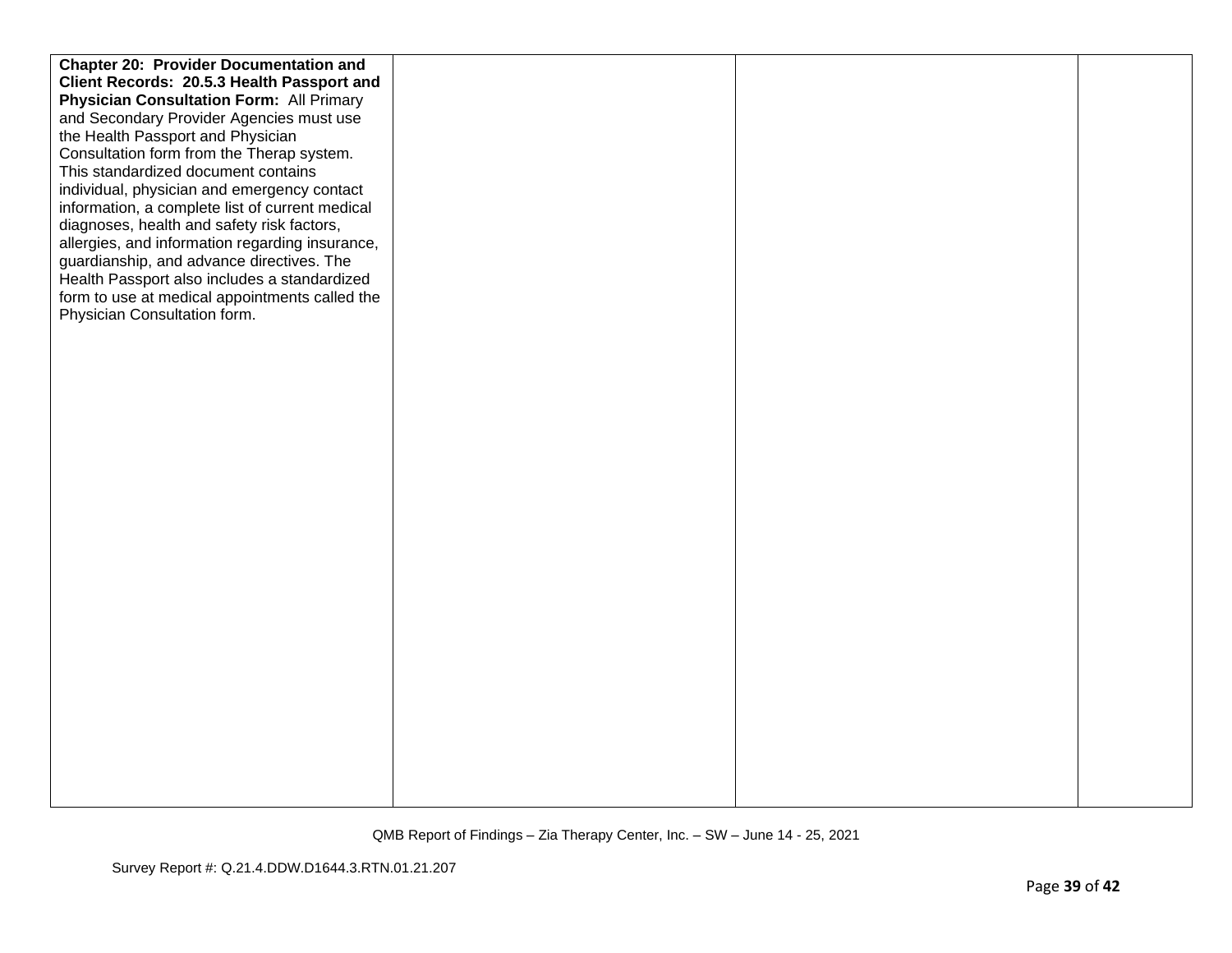| | | | |
|---|---|---|---|
| **Chapter 20: Provider Documentation and Client Records: 20.5.3 Health Passport and Physician Consultation Form:** All Primary and Secondary Provider Agencies must use the Health Passport and Physician Consultation form from the Therap system. This standardized document contains individual, physician and emergency contact information, a complete list of current medical diagnoses, health and safety risk factors, allergies, and information regarding insurance, guardianship, and advance directives. The Health Passport also includes a standardized form to use at medical appointments called the Physician Consultation form. | | | |

QMB Report of Findings – Zia Therapy Center, Inc. – SW – June 14 - 25, 2021

Survey Report #: Q.21.4.DDW.D1644.3.RTN.01.21.207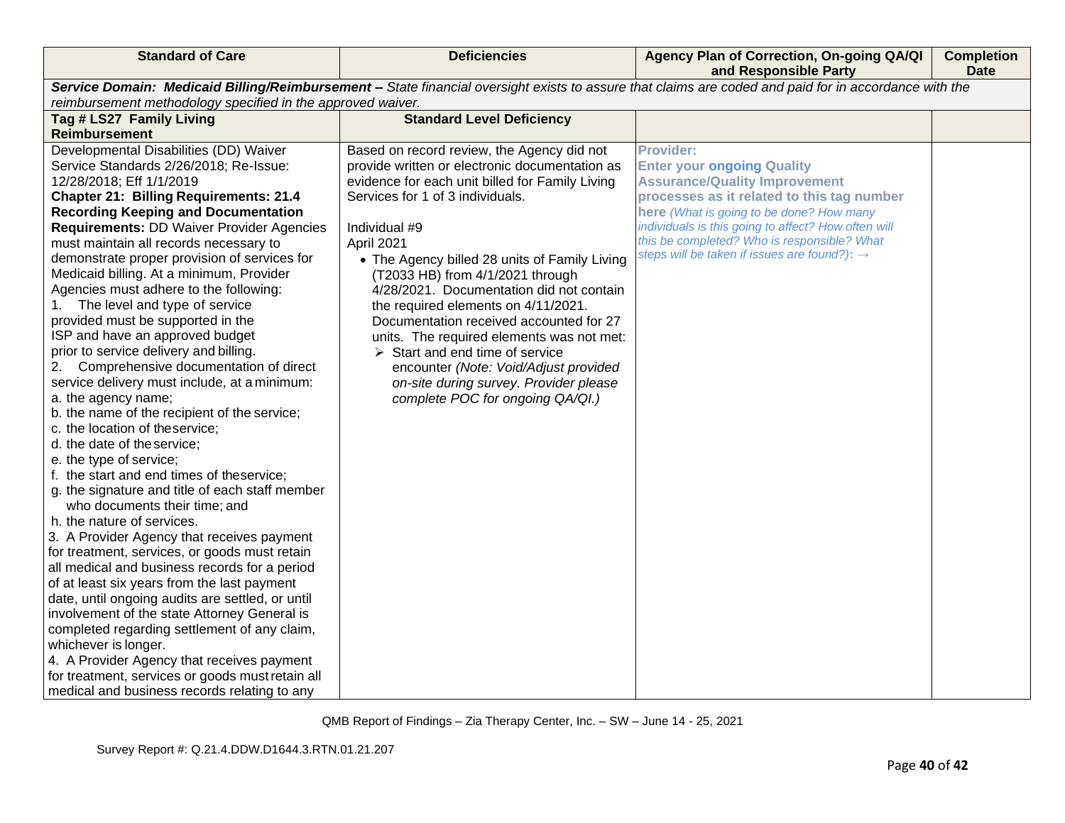| Standard of Care | Deficiencies | Agency Plan of Correction, On-going QA/QI and Responsible Party | Completion Date |
|---|---|---|---|
| ***Service Domain: Medicaid Billing/Reimbursement –*** *State financial oversight exists to assure that claims are coded and paid for in accordance with the reimbursement methodology specified in the approved waiver.* | | | |
| **Tag # LS27 Family Living Reimbursement** | **Standard Level Deficiency** | | |
| Developmental Disabilities (DD) Waiver Service Standards 2/26/2018; Re-Issue: 12/28/2018; Eff 1/1/2019<br>**Chapter 21: Billing Requirements: 21.4 Recording Keeping and Documentation Requirements:** DD Waiver Provider Agencies must maintain all records necessary to demonstrate proper provision of services for Medicaid billing. At a minimum, Provider Agencies must adhere to the following:<br>1. The level and type of service provided must be supported in the ISP and have an approved budget prior to service delivery and billing.<br>2. Comprehensive documentation of direct service delivery must include, at a minimum:<br>a. the agency name;<br>b. the name of the recipient of the service;<br>c. the location of the service;<br>d. the date of the service;<br>e. the type of service;<br>f. the start and end times of the service;<br>g. the signature and title of each staff member who documents their time; and<br>h. the nature of services.<br>3. A Provider Agency that receives payment for treatment, services, or goods must retain all medical and business records for a period of at least six years from the last payment date, until ongoing audits are settled, or until involvement of the state Attorney General is completed regarding settlement of any claim, whichever is longer.<br>4. A Provider Agency that receives payment for treatment, services or goods must retain all medical and business records relating to any | Based on record review, the Agency did not provide written or electronic documentation as evidence for each unit billed for Family Living Services for 1 of 3 individuals.<br><br>Individual #9<br>April 2021<br>• The Agency billed 28 units of Family Living (T2033 HB) from 4/1/2021 through 4/28/2021. Documentation did not contain the required elements on 4/11/2021. Documentation received accounted for 27 units. The required elements was not met:<br>➢ Start and end time of service encounter *(Note: Void/Adjust provided on-site during survey. Provider please complete POC for ongoing QA/QI.)* | **Provider:**<br>**Enter your ongoing Quality Assurance/Quality Improvement processes as it related to this tag number here** *(What is going to be done? How many individuals is this going to affect? How often will this be completed? Who is responsible? What steps will be taken if issues are found?):* → | |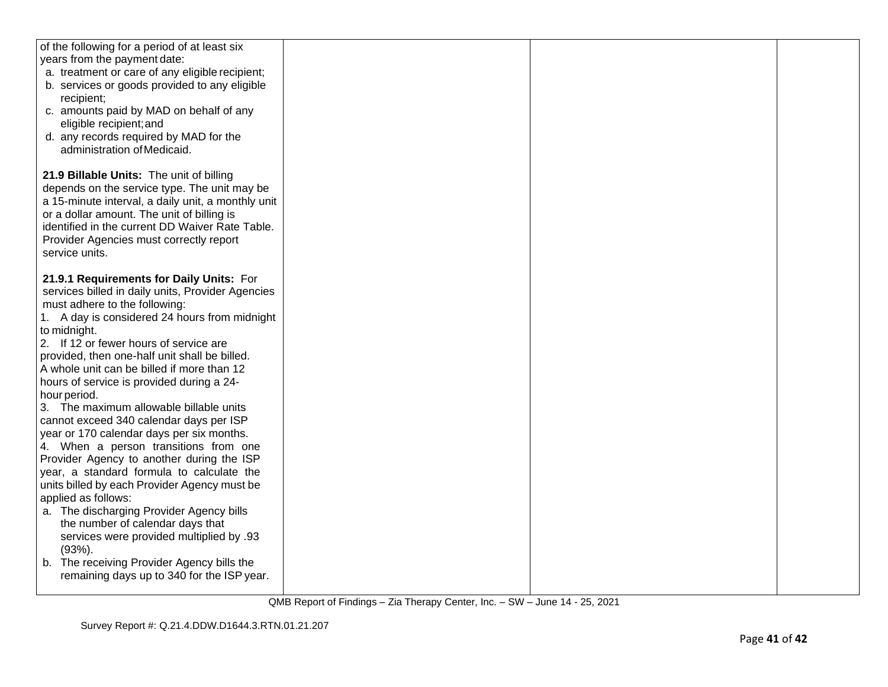| | | | |
|---|---|---|---|
| of the following for a period of at least six years from the payment date:<br>a. treatment or care of any eligible recipient;<br>b. services or goods provided to any eligible recipient;<br>c. amounts paid by MAD on behalf of any eligible recipient; and<br>d. any records required by MAD for the administration of Medicaid.<br><br>**21.9 Billable Units:** The unit of billing depends on the service type. The unit may be a 15-minute interval, a daily unit, a monthly unit or a dollar amount. The unit of billing is identified in the current DD Waiver Rate Table. Provider Agencies must correctly report service units.<br><br>**21.9.1 Requirements for Daily Units:** For services billed in daily units, Provider Agencies must adhere to the following:<br>1. A day is considered 24 hours from midnight to midnight.<br>2. If 12 or fewer hours of service are provided, then one-half unit shall be billed. A whole unit can be billed if more than 12 hours of service is provided during a 24-hour period.<br>3. The maximum allowable billable units cannot exceed 340 calendar days per ISP year or 170 calendar days per six months.<br>4. When a person transitions from one Provider Agency to another during the ISP year, a standard formula to calculate the units billed by each Provider Agency must be applied as follows:<br>a. The discharging Provider Agency bills the number of calendar days that services were provided multiplied by .93 (93%).<br>b. The receiving Provider Agency bills the remaining days up to 340 for the ISP year. | | | |

QMB Report of Findings – Zia Therapy Center, Inc. – SW – June 14 - 25, 2021

Survey Report #: Q.21.4.DDW.D1644.3.RTN.01.21.207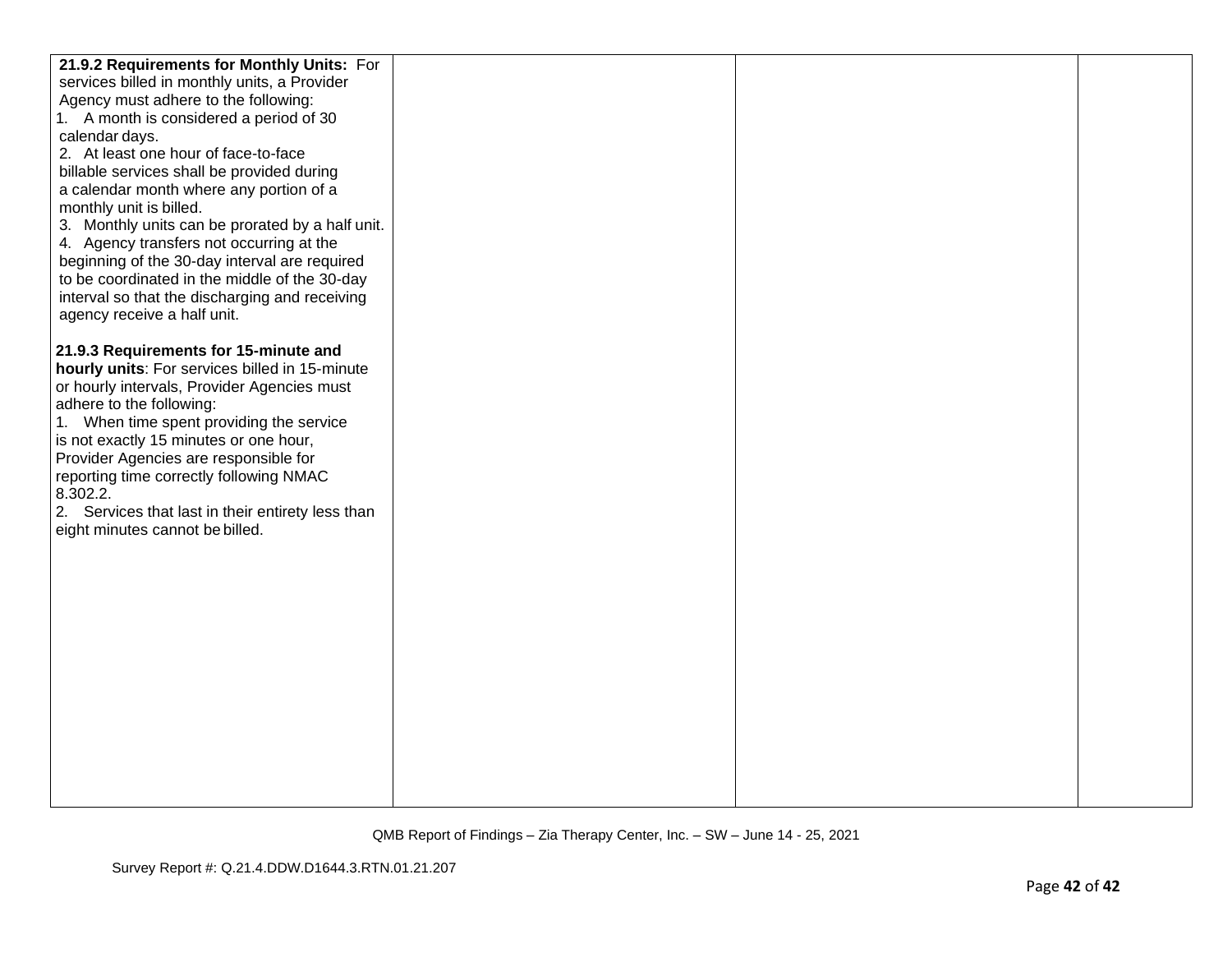| | | | |
|---|---|---|---|
| **21.9.2 Requirements for Monthly Units:** For services billed in monthly units, a Provider Agency must adhere to the following:<br>1. A month is considered a period of 30 calendar days.<br>2. At least one hour of face-to-face billable services shall be provided during a calendar month where any portion of a monthly unit is billed.<br>3. Monthly units can be prorated by a half unit.<br>4. Agency transfers not occurring at the beginning of the 30-day interval are required to be coordinated in the middle of the 30-day interval so that the discharging and receiving agency receive a half unit.<br><br>**21.9.3 Requirements for 15-minute and hourly units**: For services billed in 15-minute or hourly intervals, Provider Agencies must adhere to the following:<br>1. When time spent providing the service is not exactly 15 minutes or one hour, Provider Agencies are responsible for reporting time correctly following NMAC 8.302.2.<br>2. Services that last in their entirety less than eight minutes cannot be billed. | | | |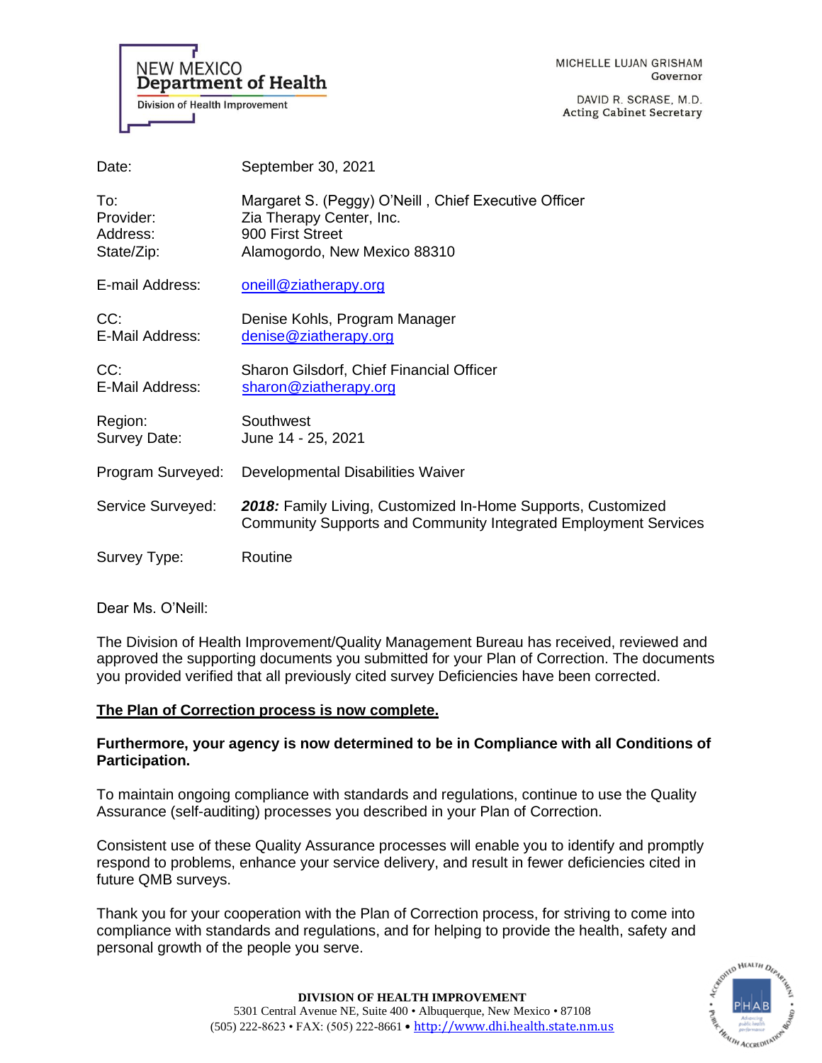NEW MEXICO
**Department of Health**
Division of Health Improvement

MICHELLE LUJAN GRISHAM
Governor

DAVID R. SCRASE, M.D.
Acting Cabinet Secretary

| | |
|---|---|
| Date: | September 30, 2021 |
| To: | Margaret S. (Peggy) O'Neill , Chief Executive Officer |
| Provider: | Zia Therapy Center, Inc. |
| Address: | 900 First Street |
| State/Zip: | Alamogordo, New Mexico 88310 |
| E-mail Address: | oneill@ziatherapy.org |
| CC: | Denise Kohls, Program Manager |
| E-Mail Address: | denise@ziatherapy.org |
| CC: | Sharon Gilsdorf, Chief Financial Officer |
| E-Mail Address: | sharon@ziatherapy.org |
| Region: | Southwest |
| Survey Date: | June 14 - 25, 2021 |
| Program Surveyed: | Developmental Disabilities Waiver |
| Service Surveyed: | ***2018:*** Family Living, Customized In-Home Supports, Customized Community Supports and Community Integrated Employment Services |
| Survey Type: | Routine |

Dear Ms. O'Neill:

The Division of Health Improvement/Quality Management Bureau has received, reviewed and approved the supporting documents you submitted for your Plan of Correction. The documents you provided verified that all previously cited survey Deficiencies have been corrected.

**The Plan of Correction process is now complete.**

**Furthermore, your agency is now determined to be in Compliance with all Conditions of Participation.**

To maintain ongoing compliance with standards and regulations, continue to use the Quality Assurance (self-auditing) processes you described in your Plan of Correction.

Consistent use of these Quality Assurance processes will enable you to identify and promptly respond to problems, enhance your service delivery, and result in fewer deficiencies cited in future QMB surveys.

Thank you for your cooperation with the Plan of Correction process, for striving to come into compliance with standards and regulations, and for helping to provide the health, safety and personal growth of the people you serve.

**DIVISION OF HEALTH IMPROVEMENT**
5301 Central Avenue NE, Suite 400 • Albuquerque, New Mexico • 87108
(505) 222-8623 • FAX: (505) 222-8661 • http://www.dhi.health.state.nm.us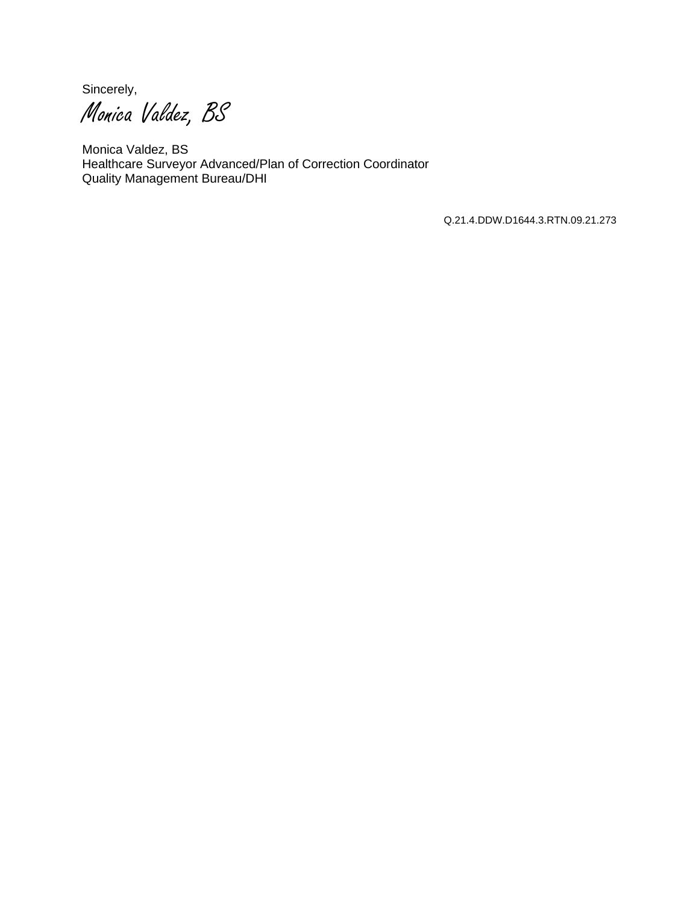Sincerely,

*Monica Valdez, BS*

Monica Valdez, BS
Healthcare Surveyor Advanced/Plan of Correction Coordinator
Quality Management Bureau/DHI

Q.21.4.DDW.D1644.3.RTN.09.21.273